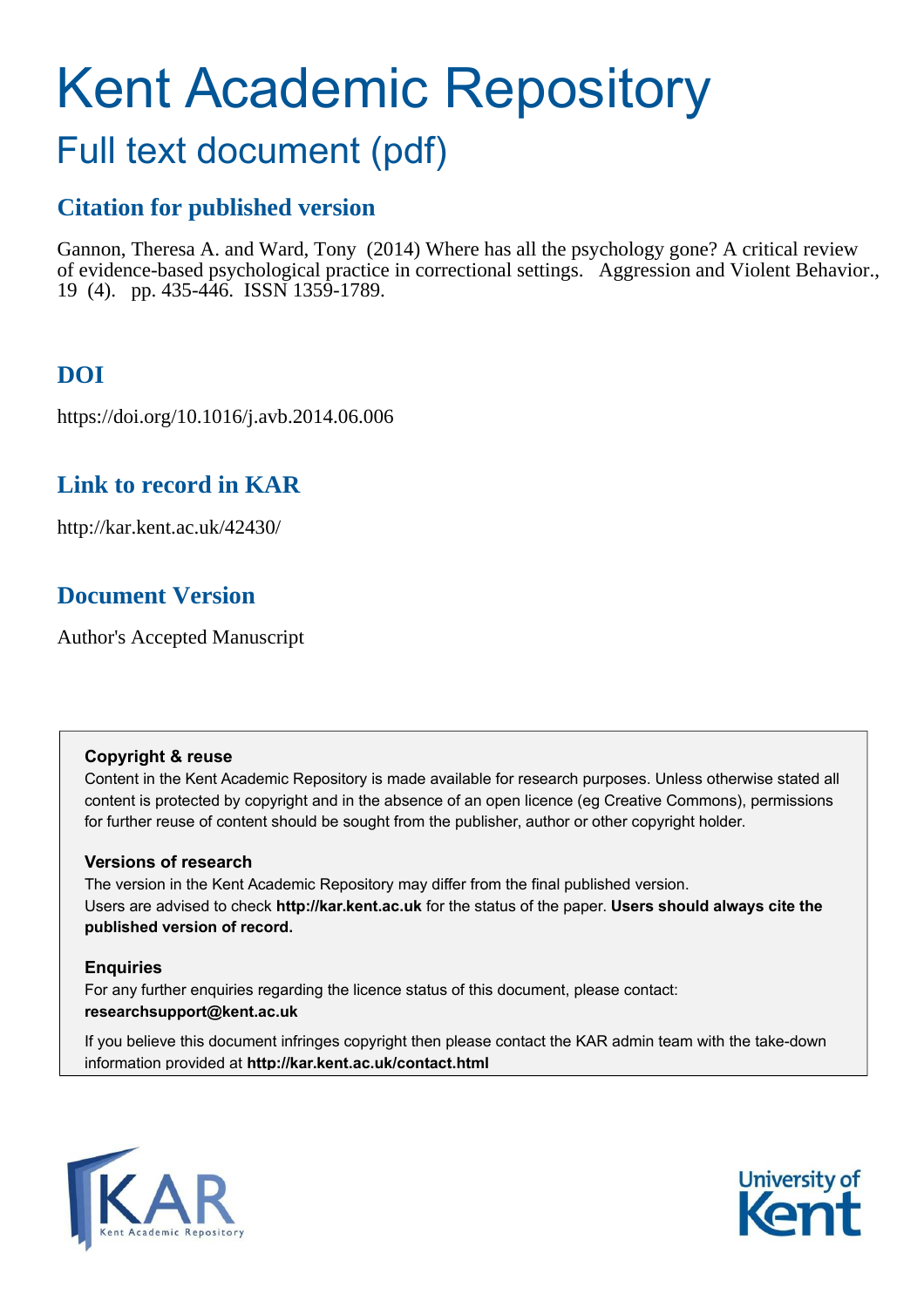# Kent Academic Repository

## Full text document (pdf)

### Citation for published version

Gannon, Theresa A. and Ward, Tony (2014) Where has all the psychology gone? A critical review of evidence-based psychological practice in correctional settings. Aggression and Violent Behavior., 19 (4). pp. 435-446. ISSN 1359-1789.

### DOI

https://doi.org/10.1016/j.avb.2014.06.006

### Link to record in KAR

http://kar.kent.ac.uk/42430/

### Document Version

Author's Accepted Manuscript

**Copyright & reuse**

Content in the Kent Academic Repository is made available for research purposes. Unless otherwise stated all content is protected by copyright and in the absence of an open licence (eg Creative Commons), permissions for further reuse of content should be sought from the publisher, author or other copyright holder.

**Versions of research**

The version in the Kent Academic Repository may differ from the final published version. Users are advised to check **http://kar.kent.ac.uk** for the status of the paper. **Users should always cite the published version of record.**

**Enquiries**

For any further enquiries regarding the licence status of this document, please contact: **researchsupport@kent.ac.uk**

If you believe this document infringes copyright then please contact the KAR admin team with the take-down information provided at **http://kar.kent.ac.uk/contact.html**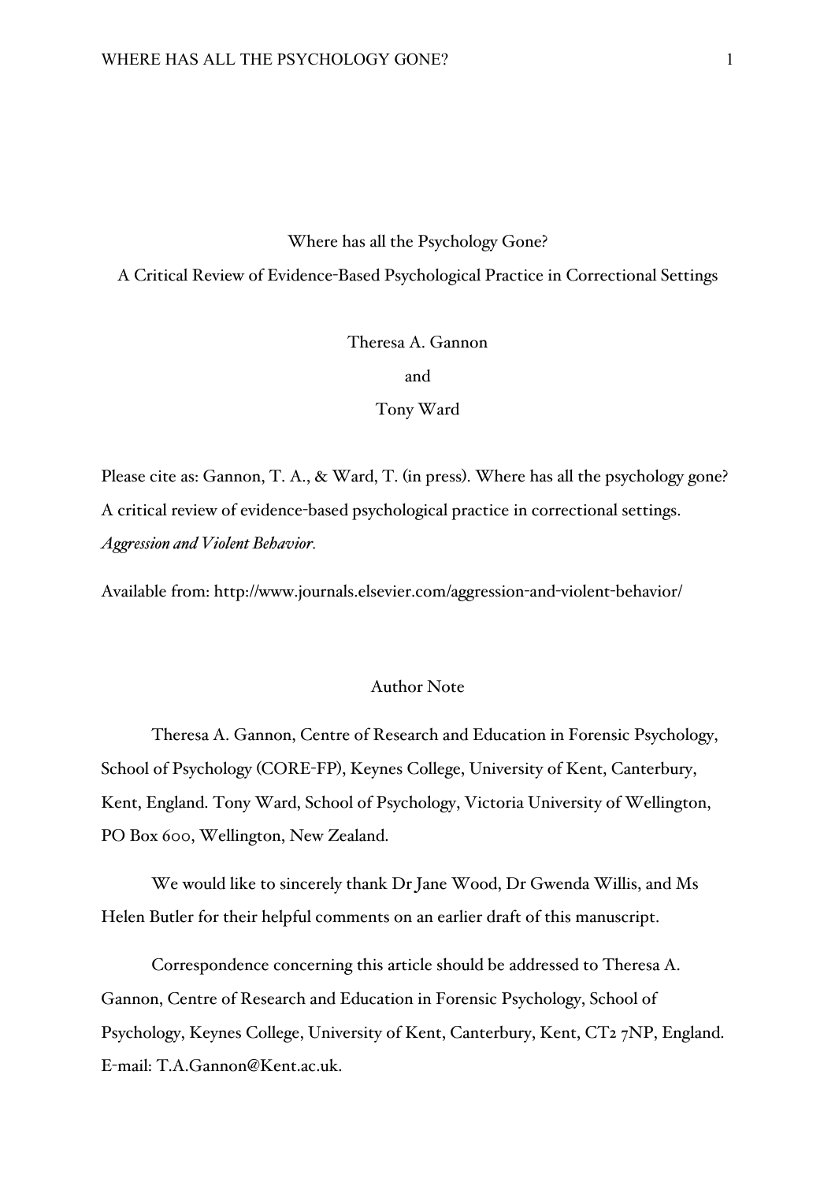# Where has all the Psychology Gone?

## A Critical Review of Evidence-Based Psychological Practice in Correctional Settings

Theresa A. Gannon

and

Tony Ward

Please cite as: Gannon, T. A., & Ward, T. (in press). Where has all the psychology gone? A critical review of evidence-based psychological practice in correctional settings. *Aggression and Violent Behavior*.

Available from: http://www.journals.elsevier.com/aggression-and-violent-behavior/

### Author Note

Theresa A. Gannon, Centre of Research and Education in Forensic Psychology, School of Psychology (CORE-FP), Keynes College, University of Kent, Canterbury, Kent, England. Tony Ward, School of Psychology, Victoria University of Wellington, PO Box 600, Wellington, New Zealand.

We would like to sincerely thank Dr Jane Wood, Dr Gwenda Willis, and Ms Helen Butler for their helpful comments on an earlier draft of this manuscript.

Correspondence concerning this article should be addressed to Theresa A. Gannon, Centre of Research and Education in Forensic Psychology, School of Psychology, Keynes College, University of Kent, Canterbury, Kent, CT2 7NP, England. E-mail: T.A.Gannon@Kent.ac.uk.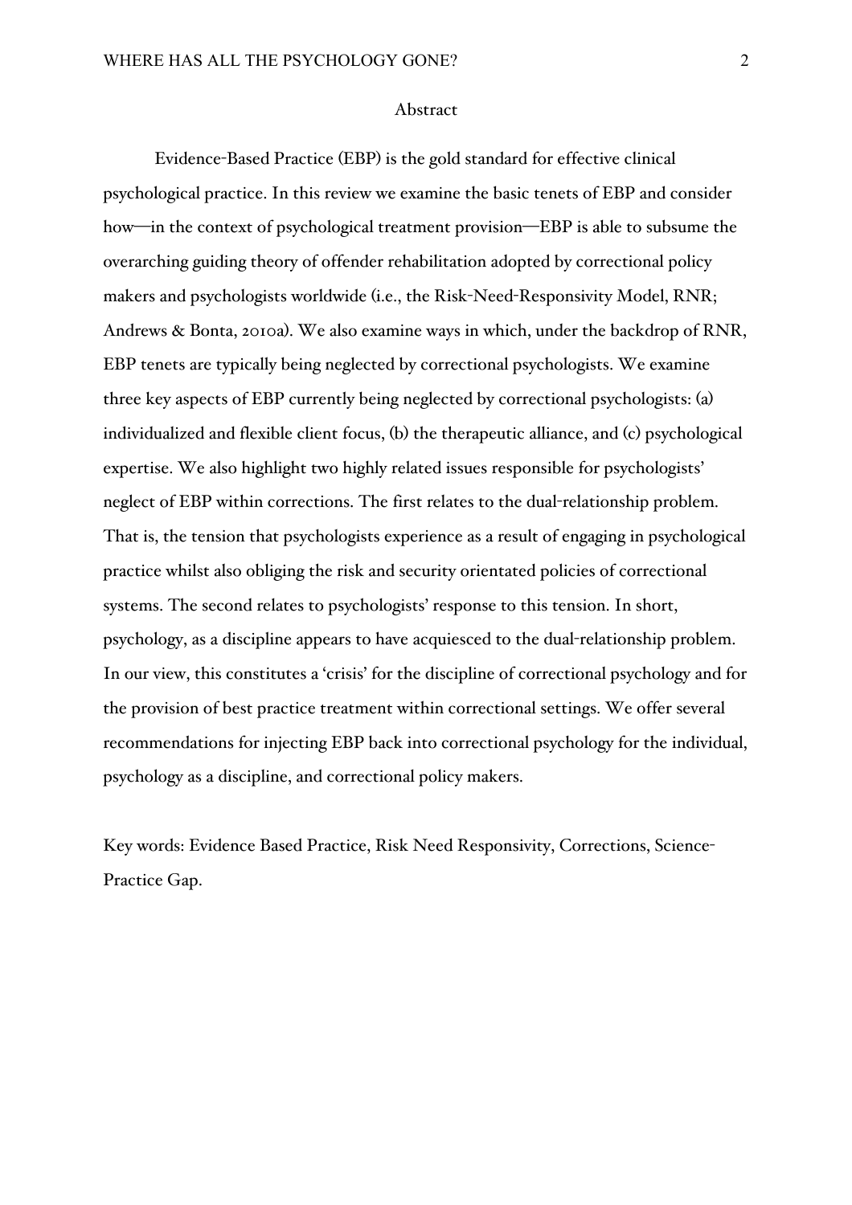## Abstract

Evidence-Based Practice (EBP) is the gold standard for effective clinical psychological practice. In this review we examine the basic tenets of EBP and consider how—in the context of psychological treatment provision—EBP is able to subsume the overarching guiding theory of offender rehabilitation adopted by correctional policy makers and psychologists worldwide (i.e., the Risk-Need-Responsivity Model, RNR; Andrews & Bonta, 2010a). We also examine ways in which, under the backdrop of RNR, EBP tenets are typically being neglected by correctional psychologists. We examine three key aspects of EBP currently being neglected by correctional psychologists: (a) individualized and flexible client focus, (b) the therapeutic alliance, and (c) psychological expertise. We also highlight two highly related issues responsible for psychologists' neglect of EBP within corrections. The first relates to the dual-relationship problem. That is, the tension that psychologists experience as a result of engaging in psychological practice whilst also obliging the risk and security orientated policies of correctional systems. The second relates to psychologists' response to this tension. In short, psychology, as a discipline appears to have acquiesced to the dual-relationship problem. In our view, this constitutes a 'crisis' for the discipline of correctional psychology and for the provision of best practice treatment within correctional settings. We offer several recommendations for injecting EBP back into correctional psychology for the individual, psychology as a discipline, and correctional policy makers.

Key words: Evidence Based Practice, Risk Need Responsivity, Corrections, Science-Practice Gap.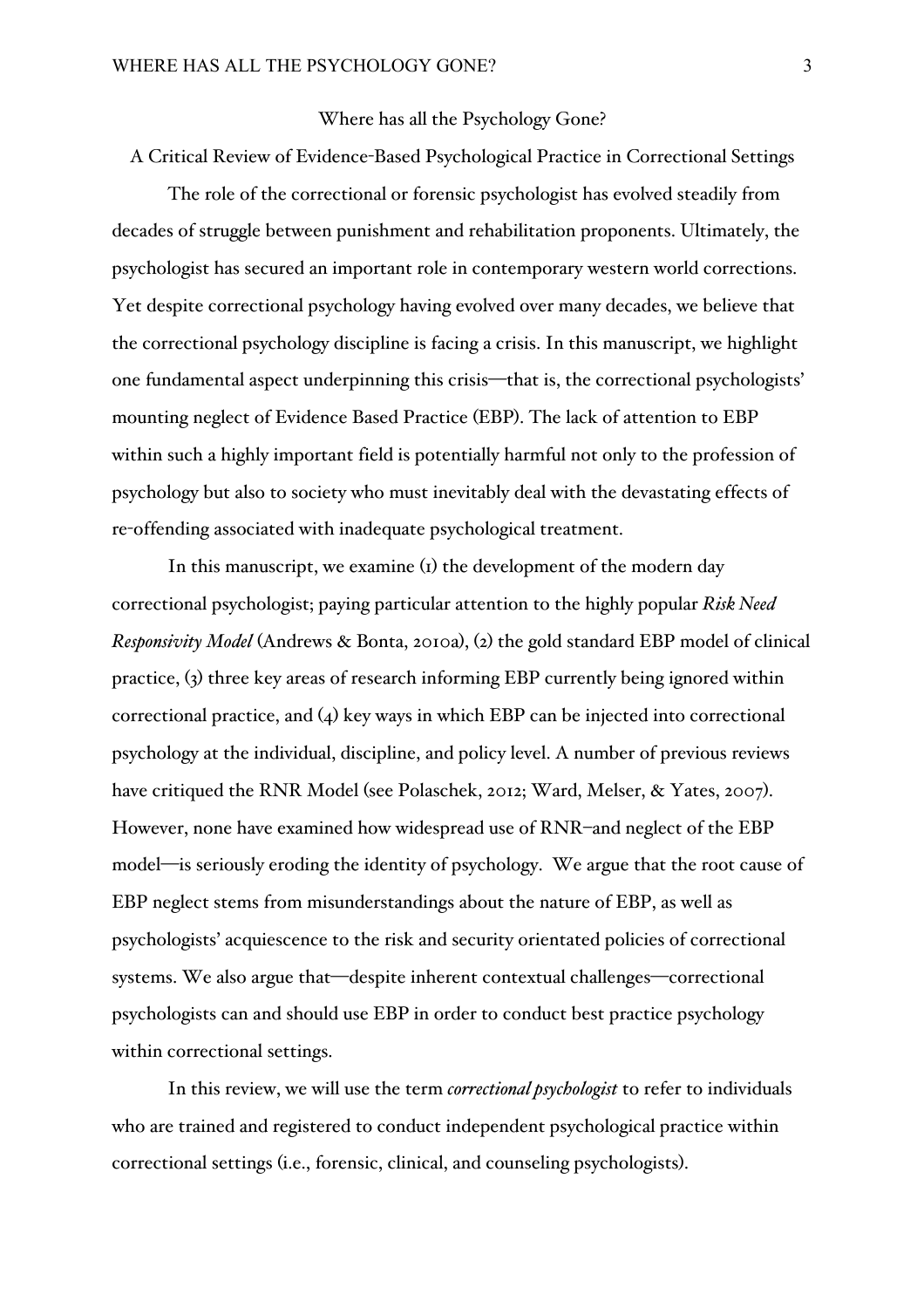# Where has all the Psychology Gone?

## A Critical Review of Evidence-Based Psychological Practice in Correctional Settings

The role of the correctional or forensic psychologist has evolved steadily from decades of struggle between punishment and rehabilitation proponents. Ultimately, the psychologist has secured an important role in contemporary western world corrections. Yet despite correctional psychology having evolved over many decades, we believe that the correctional psychology discipline is facing a crisis. In this manuscript, we highlight one fundamental aspect underpinning this crisis—that is, the correctional psychologists' mounting neglect of Evidence Based Practice (EBP). The lack of attention to EBP within such a highly important field is potentially harmful not only to the profession of psychology but also to society who must inevitably deal with the devastating effects of re-offending associated with inadequate psychological treatment.

In this manuscript, we examine (1) the development of the modern day correctional psychologist; paying particular attention to the highly popular *Risk Need Responsivity Model* (Andrews & Bonta, 2010a), (2) the gold standard EBP model of clinical practice, (3) three key areas of research informing EBP currently being ignored within correctional practice, and (4) key ways in which EBP can be injected into correctional psychology at the individual, discipline, and policy level. A number of previous reviews have critiqued the RNR Model (see Polaschek, 2012; Ward, Melser, & Yates, 2007). However, none have examined how widespread use of RNR–and neglect of the EBP model—is seriously eroding the identity of psychology. We argue that the root cause of EBP neglect stems from misunderstandings about the nature of EBP, as well as psychologists' acquiescence to the risk and security orientated policies of correctional systems. We also argue that—despite inherent contextual challenges—correctional psychologists can and should use EBP in order to conduct best practice psychology within correctional settings.

In this review, we will use the term *correctional psychologist* to refer to individuals who are trained and registered to conduct independent psychological practice within correctional settings (i.e., forensic, clinical, and counseling psychologists).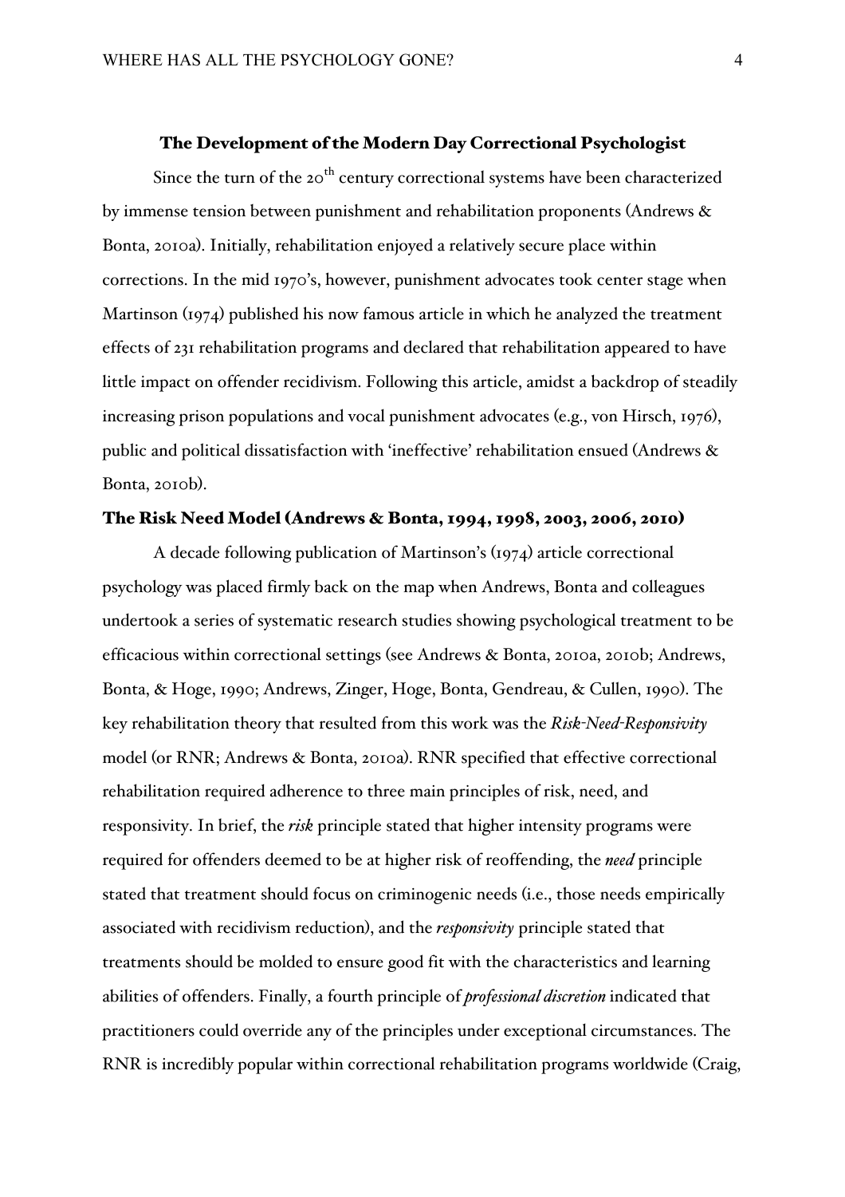## The Development of the Modern Day Correctional Psychologist

Since the turn of the 20th century correctional systems have been characterized by immense tension between punishment and rehabilitation proponents (Andrews & Bonta, 2010a). Initially, rehabilitation enjoyed a relatively secure place within corrections. In the mid 1970's, however, punishment advocates took center stage when Martinson (1974) published his now famous article in which he analyzed the treatment effects of 231 rehabilitation programs and declared that rehabilitation appeared to have little impact on offender recidivism. Following this article, amidst a backdrop of steadily increasing prison populations and vocal punishment advocates (e.g., von Hirsch, 1976), public and political dissatisfaction with 'ineffective' rehabilitation ensued (Andrews & Bonta, 2010b).

### The Risk Need Model (Andrews & Bonta, 1994, 1998, 2003, 2006, 2010)

A decade following publication of Martinson's (1974) article correctional psychology was placed firmly back on the map when Andrews, Bonta and colleagues undertook a series of systematic research studies showing psychological treatment to be efficacious within correctional settings (see Andrews & Bonta, 2010a, 2010b; Andrews, Bonta, & Hoge, 1990; Andrews, Zinger, Hoge, Bonta, Gendreau, & Cullen, 1990). The key rehabilitation theory that resulted from this work was the *Risk-Need-Responsivity* model (or RNR; Andrews & Bonta, 2010a). RNR specified that effective correctional rehabilitation required adherence to three main principles of risk, need, and responsivity. In brief, the *risk* principle stated that higher intensity programs were required for offenders deemed to be at higher risk of reoffending, the *need* principle stated that treatment should focus on criminogenic needs (i.e., those needs empirically associated with recidivism reduction), and the *responsivity* principle stated that treatments should be molded to ensure good fit with the characteristics and learning abilities of offenders. Finally, a fourth principle of *professional discretion* indicated that practitioners could override any of the principles under exceptional circumstances. The RNR is incredibly popular within correctional rehabilitation programs worldwide (Craig,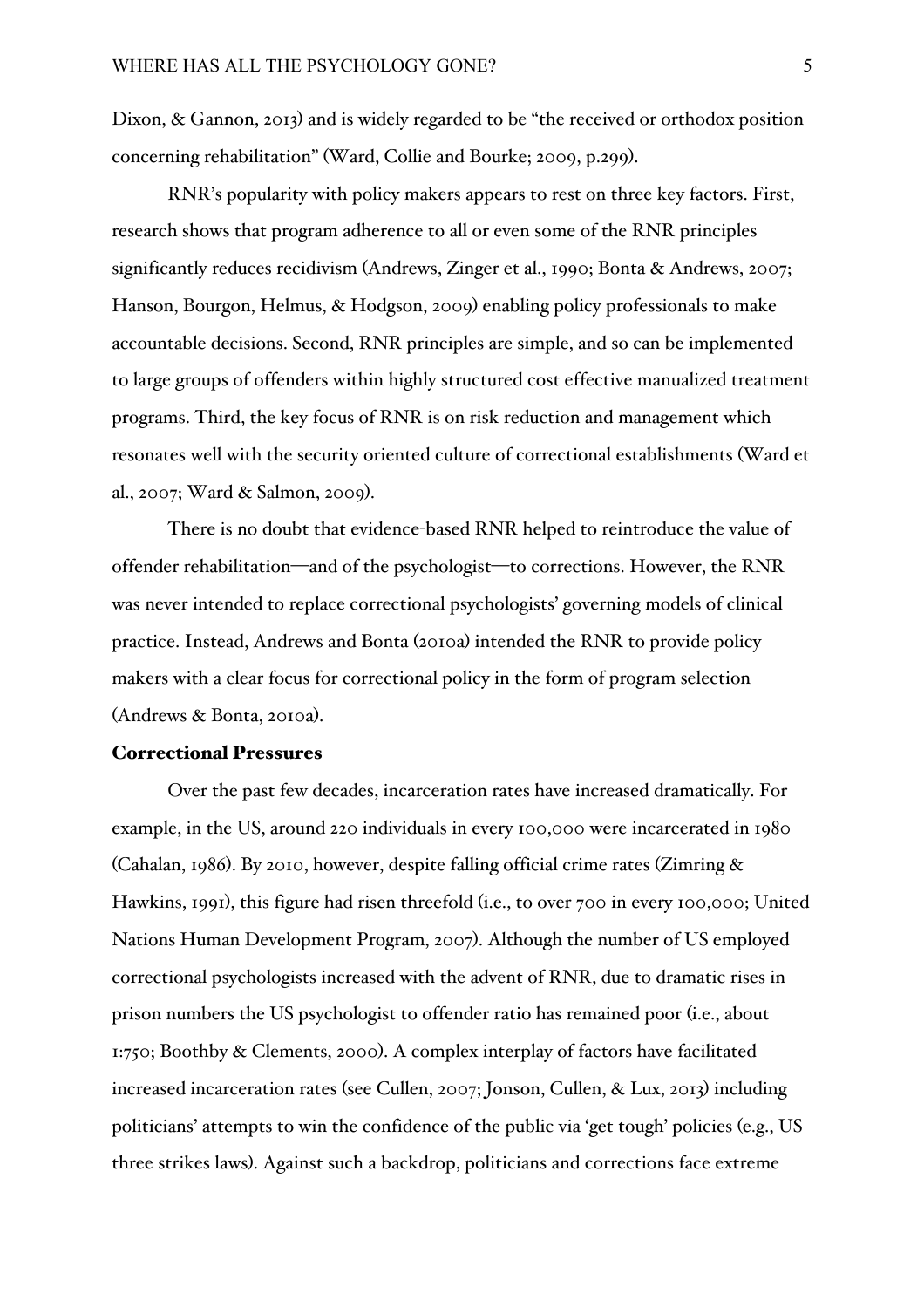Dixon, & Gannon, 2013) and is widely regarded to be "the received or orthodox position concerning rehabilitation" (Ward, Collie and Bourke; 2009, p.299).

RNR's popularity with policy makers appears to rest on three key factors. First, research shows that program adherence to all or even some of the RNR principles significantly reduces recidivism (Andrews, Zinger et al., 1990; Bonta & Andrews, 2007; Hanson, Bourgon, Helmus, & Hodgson, 2009) enabling policy professionals to make accountable decisions. Second, RNR principles are simple, and so can be implemented to large groups of offenders within highly structured cost effective manualized treatment programs. Third, the key focus of RNR is on risk reduction and management which resonates well with the security oriented culture of correctional establishments (Ward et al., 2007; Ward & Salmon, 2009).

There is no doubt that evidence-based RNR helped to reintroduce the value of offender rehabilitation—and of the psychologist—to corrections. However, the RNR was never intended to replace correctional psychologists' governing models of clinical practice. Instead, Andrews and Bonta (2010a) intended the RNR to provide policy makers with a clear focus for correctional policy in the form of program selection (Andrews & Bonta, 2010a).

## Correctional Pressures

Over the past few decades, incarceration rates have increased dramatically. For example, in the US, around 220 individuals in every 100,000 were incarcerated in 1980 (Cahalan, 1986). By 2010, however, despite falling official crime rates (Zimring & Hawkins, 1991), this figure had risen threefold (i.e., to over 700 in every 100,000; United Nations Human Development Program, 2007). Although the number of US employed correctional psychologists increased with the advent of RNR, due to dramatic rises in prison numbers the US psychologist to offender ratio has remained poor (i.e., about 1:750; Boothby & Clements, 2000). A complex interplay of factors have facilitated increased incarceration rates (see Cullen, 2007; Jonson, Cullen, & Lux, 2013) including politicians' attempts to win the confidence of the public via 'get tough' policies (e.g., US three strikes laws). Against such a backdrop, politicians and corrections face extreme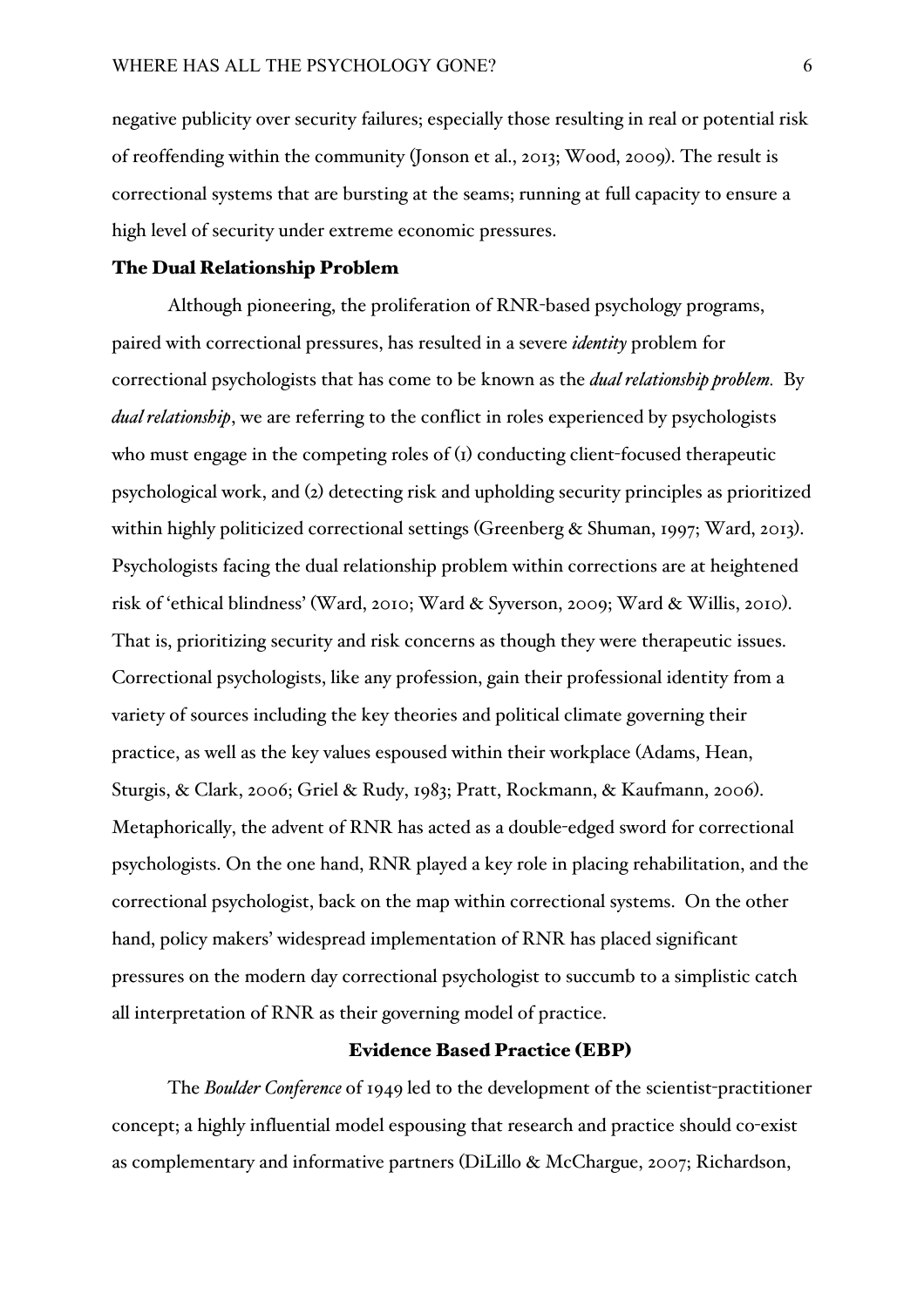negative publicity over security failures; especially those resulting in real or potential risk of reoffending within the community (Jonson et al., 2013; Wood, 2009). The result is correctional systems that are bursting at the seams; running at full capacity to ensure a high level of security under extreme economic pressures.

## The Dual Relationship Problem

Although pioneering, the proliferation of RNR-based psychology programs, paired with correctional pressures, has resulted in a severe *identity* problem for correctional psychologists that has come to be known as the *dual relationship problem*. By *dual relationship*, we are referring to the conflict in roles experienced by psychologists who must engage in the competing roles of (1) conducting client-focused therapeutic psychological work, and (2) detecting risk and upholding security principles as prioritized within highly politicized correctional settings (Greenberg & Shuman, 1997; Ward, 2013). Psychologists facing the dual relationship problem within corrections are at heightened risk of 'ethical blindness' (Ward, 2010; Ward & Syverson, 2009; Ward & Willis, 2010). That is, prioritizing security and risk concerns as though they were therapeutic issues. Correctional psychologists, like any profession, gain their professional identity from a variety of sources including the key theories and political climate governing their practice, as well as the key values espoused within their workplace (Adams, Hean, Sturgis, & Clark, 2006; Griel & Rudy, 1983; Pratt, Rockmann, & Kaufmann, 2006). Metaphorically, the advent of RNR has acted as a double-edged sword for correctional psychologists. On the one hand, RNR played a key role in placing rehabilitation, and the correctional psychologist, back on the map within correctional systems. On the other hand, policy makers' widespread implementation of RNR has placed significant pressures on the modern day correctional psychologist to succumb to a simplistic catch all interpretation of RNR as their governing model of practice.

## Evidence Based Practice (EBP)

The *Boulder Conference* of 1949 led to the development of the scientist-practitioner concept; a highly influential model espousing that research and practice should co-exist as complementary and informative partners (DiLillo & McChargue, 2007; Richardson,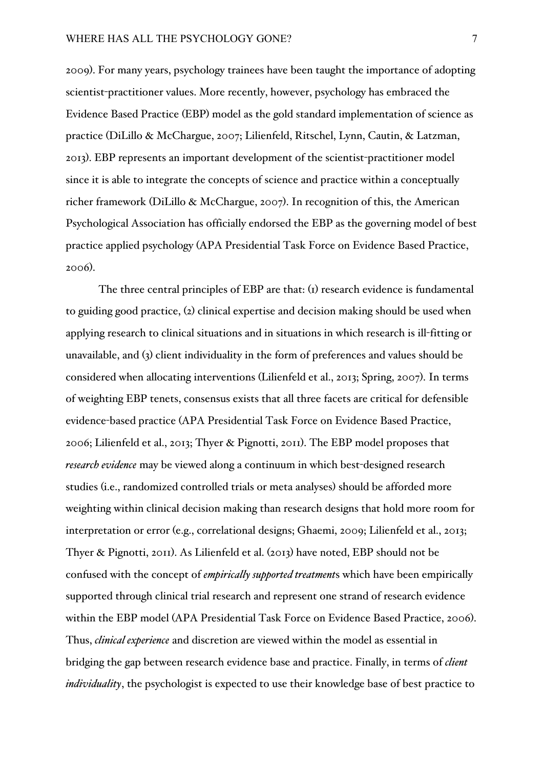2009). For many years, psychology trainees have been taught the importance of adopting scientist-practitioner values. More recently, however, psychology has embraced the Evidence Based Practice (EBP) model as the gold standard implementation of science as practice (DiLillo & McChargue, 2007; Lilienfeld, Ritschel, Lynn, Cautin, & Latzman, 2013). EBP represents an important development of the scientist-practitioner model since it is able to integrate the concepts of science and practice within a conceptually richer framework (DiLillo & McChargue, 2007). In recognition of this, the American Psychological Association has officially endorsed the EBP as the governing model of best practice applied psychology (APA Presidential Task Force on Evidence Based Practice, 2006).

The three central principles of EBP are that: (1) research evidence is fundamental to guiding good practice, (2) clinical expertise and decision making should be used when applying research to clinical situations and in situations in which research is ill-fitting or unavailable, and (3) client individuality in the form of preferences and values should be considered when allocating interventions (Lilienfeld et al., 2013; Spring, 2007). In terms of weighting EBP tenets, consensus exists that all three facets are critical for defensible evidence-based practice (APA Presidential Task Force on Evidence Based Practice, 2006; Lilienfeld et al., 2013; Thyer & Pignotti, 2011). The EBP model proposes that *research evidence* may be viewed along a continuum in which best-designed research studies (i.e., randomized controlled trials or meta analyses) should be afforded more weighting within clinical decision making than research designs that hold more room for interpretation or error (e.g., correlational designs; Ghaemi, 2009; Lilienfeld et al., 2013; Thyer & Pignotti, 2011). As Lilienfeld et al. (2013) have noted, EBP should not be confused with the concept of *empirically supported treatment*s which have been empirically supported through clinical trial research and represent one strand of research evidence within the EBP model (APA Presidential Task Force on Evidence Based Practice, 2006). Thus, *clinical experience* and discretion are viewed within the model as essential in bridging the gap between research evidence base and practice. Finally, in terms of *client individuality*, the psychologist is expected to use their knowledge base of best practice to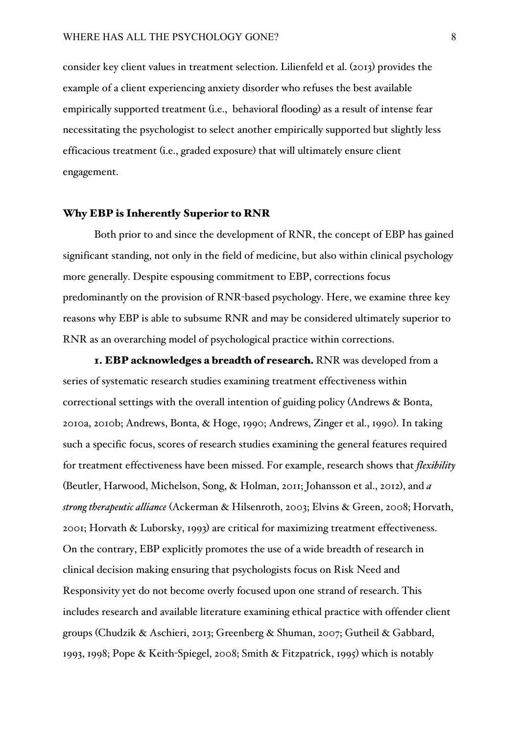consider key client values in treatment selection. Lilienfeld et al. (2013) provides the example of a client experiencing anxiety disorder who refuses the best available empirically supported treatment (i.e., behavioral flooding) as a result of intense fear necessitating the psychologist to select another empirically supported but slightly less efficacious treatment (i.e., graded exposure) that will ultimately ensure client engagement.

## Why EBP is Inherently Superior to RNR

Both prior to and since the development of RNR, the concept of EBP has gained significant standing, not only in the field of medicine, but also within clinical psychology more generally. Despite espousing commitment to EBP, corrections focus predominantly on the provision of RNR-based psychology. Here, we examine three key reasons why EBP is able to subsume RNR and may be considered ultimately superior to RNR as an overarching model of psychological practice within corrections.

**1. EBP acknowledges a breadth of research.** RNR was developed from a series of systematic research studies examining treatment effectiveness within correctional settings with the overall intention of guiding policy (Andrews & Bonta, 2010a, 2010b; Andrews, Bonta, & Hoge, 1990; Andrews, Zinger et al., 1990). In taking such a specific focus, scores of research studies examining the general features required for treatment effectiveness have been missed. For example, research shows that *flexibility* (Beutler, Harwood, Michelson, Song, & Holman, 2011; Johansson et al., 2012), and *a strong therapeutic alliance* (Ackerman & Hilsenroth, 2003; Elvins & Green, 2008; Horvath, 2001; Horvath & Luborsky, 1993) are critical for maximizing treatment effectiveness. On the contrary, EBP explicitly promotes the use of a wide breadth of research in clinical decision making ensuring that psychologists focus on Risk Need and Responsivity yet do not become overly focused upon one strand of research. This includes research and available literature examining ethical practice with offender client groups (Chudzik & Aschieri, 2013; Greenberg & Shuman, 2007; Gutheil & Gabbard, 1993, 1998; Pope & Keith-Spiegel, 2008; Smith & Fitzpatrick, 1995) which is notably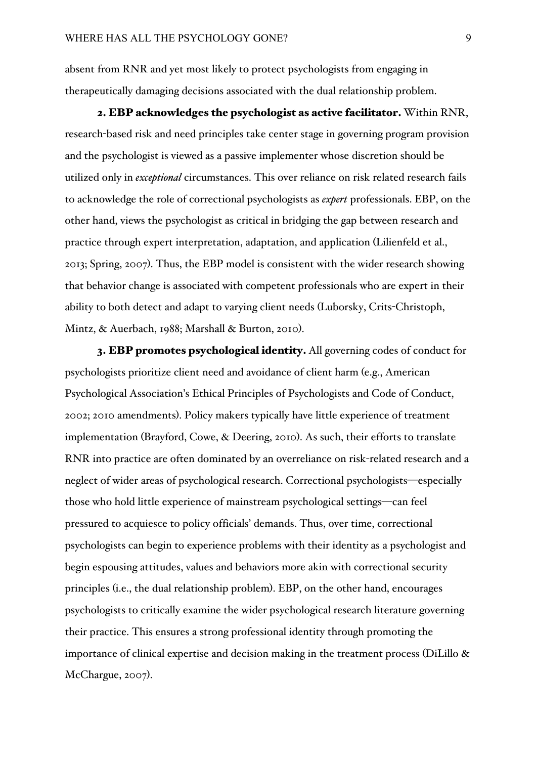absent from RNR and yet most likely to protect psychologists from engaging in therapeutically damaging decisions associated with the dual relationship problem.

**2. EBP acknowledges the psychologist as active facilitator.** Within RNR, research-based risk and need principles take center stage in governing program provision and the psychologist is viewed as a passive implementer whose discretion should be utilized only in *exceptional* circumstances. This over reliance on risk related research fails to acknowledge the role of correctional psychologists as *expert* professionals. EBP, on the other hand, views the psychologist as critical in bridging the gap between research and practice through expert interpretation, adaptation, and application (Lilienfeld et al., 2013; Spring, 2007). Thus, the EBP model is consistent with the wider research showing that behavior change is associated with competent professionals who are expert in their ability to both detect and adapt to varying client needs (Luborsky, Crits-Christoph, Mintz, & Auerbach, 1988; Marshall & Burton, 2010).

**3. EBP promotes psychological identity.** All governing codes of conduct for psychologists prioritize client need and avoidance of client harm (e.g., American Psychological Association's Ethical Principles of Psychologists and Code of Conduct, 2002; 2010 amendments). Policy makers typically have little experience of treatment implementation (Brayford, Cowe, & Deering, 2010). As such, their efforts to translate RNR into practice are often dominated by an overreliance on risk-related research and a neglect of wider areas of psychological research. Correctional psychologists—especially those who hold little experience of mainstream psychological settings—can feel pressured to acquiesce to policy officials' demands. Thus, over time, correctional psychologists can begin to experience problems with their identity as a psychologist and begin espousing attitudes, values and behaviors more akin with correctional security principles (i.e., the dual relationship problem). EBP, on the other hand, encourages psychologists to critically examine the wider psychological research literature governing their practice. This ensures a strong professional identity through promoting the importance of clinical expertise and decision making in the treatment process (DiLillo & McChargue, 2007).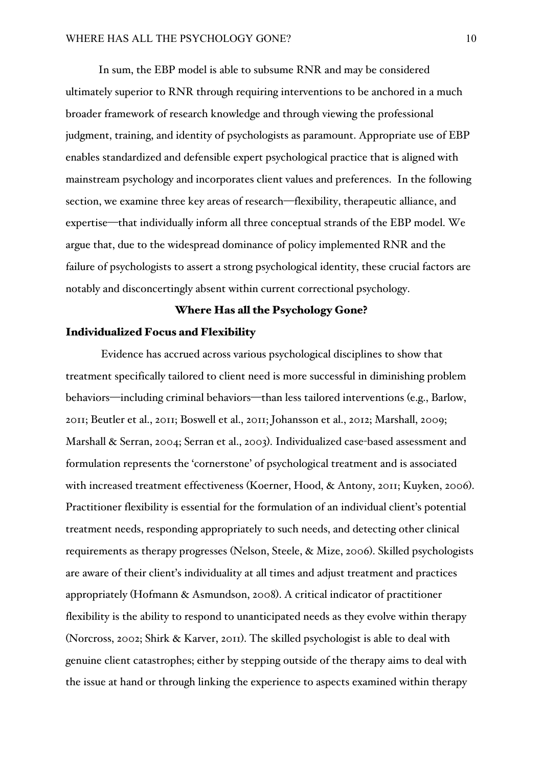In sum, the EBP model is able to subsume RNR and may be considered ultimately superior to RNR through requiring interventions to be anchored in a much broader framework of research knowledge and through viewing the professional judgment, training, and identity of psychologists as paramount. Appropriate use of EBP enables standardized and defensible expert psychological practice that is aligned with mainstream psychology and incorporates client values and preferences. In the following section, we examine three key areas of research—flexibility, therapeutic alliance, and expertise—that individually inform all three conceptual strands of the EBP model. We argue that, due to the widespread dominance of policy implemented RNR and the failure of psychologists to assert a strong psychological identity, these crucial factors are notably and disconcertingly absent within current correctional psychology.

## Where Has all the Psychology Gone?

### Individualized Focus and Flexibility

Evidence has accrued across various psychological disciplines to show that treatment specifically tailored to client need is more successful in diminishing problem behaviors—including criminal behaviors—than less tailored interventions (e.g., Barlow, 2011; Beutler et al., 2011; Boswell et al., 2011; Johansson et al., 2012; Marshall, 2009; Marshall & Serran, 2004; Serran et al., 2003). Individualized case-based assessment and formulation represents the 'cornerstone' of psychological treatment and is associated with increased treatment effectiveness (Koerner, Hood, & Antony, 2011; Kuyken, 2006). Practitioner flexibility is essential for the formulation of an individual client's potential treatment needs, responding appropriately to such needs, and detecting other clinical requirements as therapy progresses (Nelson, Steele, & Mize, 2006). Skilled psychologists are aware of their client's individuality at all times and adjust treatment and practices appropriately (Hofmann & Asmundson, 2008). A critical indicator of practitioner flexibility is the ability to respond to unanticipated needs as they evolve within therapy (Norcross, 2002; Shirk & Karver, 2011). The skilled psychologist is able to deal with genuine client catastrophes; either by stepping outside of the therapy aims to deal with the issue at hand or through linking the experience to aspects examined within therapy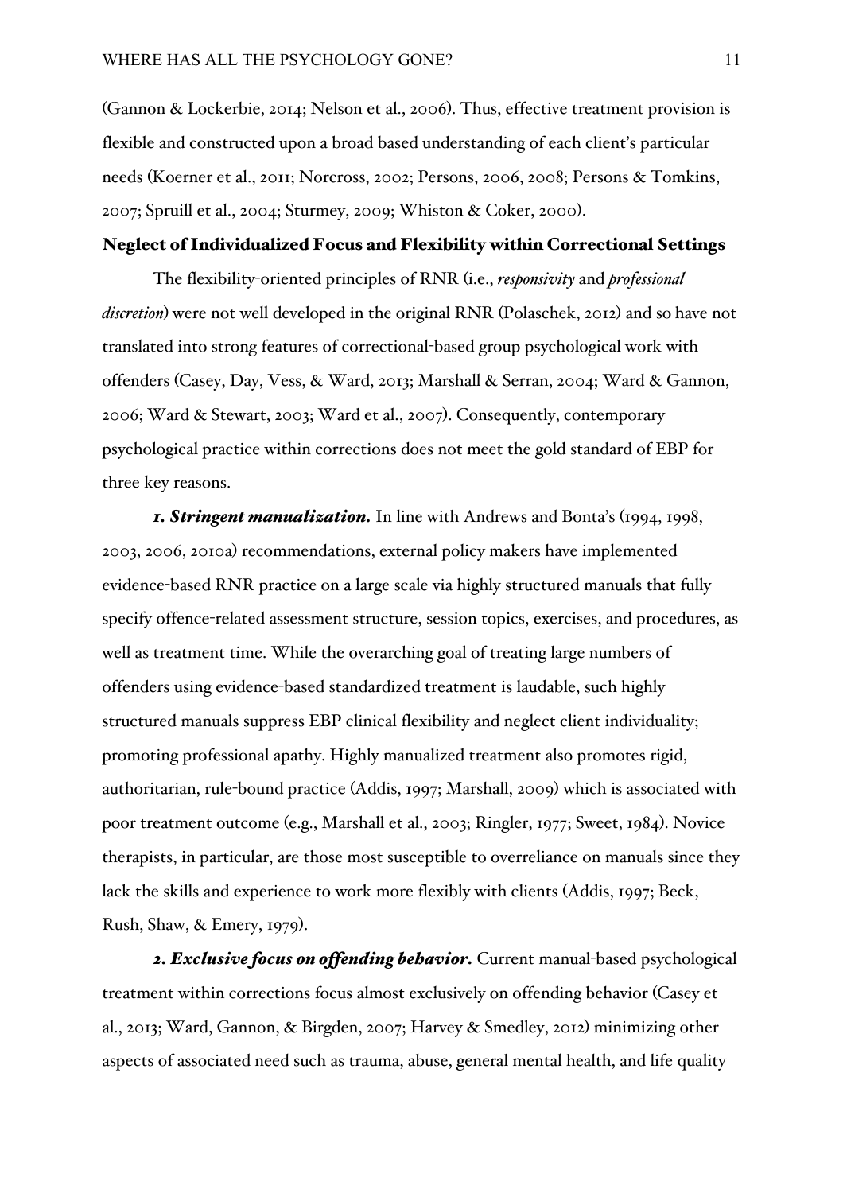(Gannon & Lockerbie, 2014; Nelson et al., 2006). Thus, effective treatment provision is flexible and constructed upon a broad based understanding of each client's particular needs (Koerner et al., 2011; Norcross, 2002; Persons, 2006, 2008; Persons & Tomkins, 2007; Spruill et al., 2004; Sturmey, 2009; Whiston & Coker, 2000).

## Neglect of Individualized Focus and Flexibility within Correctional Settings

The flexibility-oriented principles of RNR (i.e., *responsivity* and *professional discretion*) were not well developed in the original RNR (Polaschek, 2012) and so have not translated into strong features of correctional-based group psychological work with offenders (Casey, Day, Vess, & Ward, 2013; Marshall & Serran, 2004; Ward & Gannon, 2006; Ward & Stewart, 2003; Ward et al., 2007). Consequently, contemporary psychological practice within corrections does not meet the gold standard of EBP for three key reasons.

***1. Stringent manualization.*** In line with Andrews and Bonta's (1994, 1998, 2003, 2006, 2010a) recommendations, external policy makers have implemented evidence-based RNR practice on a large scale via highly structured manuals that fully specify offence-related assessment structure, session topics, exercises, and procedures, as well as treatment time. While the overarching goal of treating large numbers of offenders using evidence-based standardized treatment is laudable, such highly structured manuals suppress EBP clinical flexibility and neglect client individuality; promoting professional apathy. Highly manualized treatment also promotes rigid, authoritarian, rule-bound practice (Addis, 1997; Marshall, 2009) which is associated with poor treatment outcome (e.g., Marshall et al., 2003; Ringler, 1977; Sweet, 1984). Novice therapists, in particular, are those most susceptible to overreliance on manuals since they lack the skills and experience to work more flexibly with clients (Addis, 1997; Beck, Rush, Shaw, & Emery, 1979).

***2. Exclusive focus on offending behavior.*** Current manual-based psychological treatment within corrections focus almost exclusively on offending behavior (Casey et al., 2013; Ward, Gannon, & Birgden, 2007; Harvey & Smedley, 2012) minimizing other aspects of associated need such as trauma, abuse, general mental health, and life quality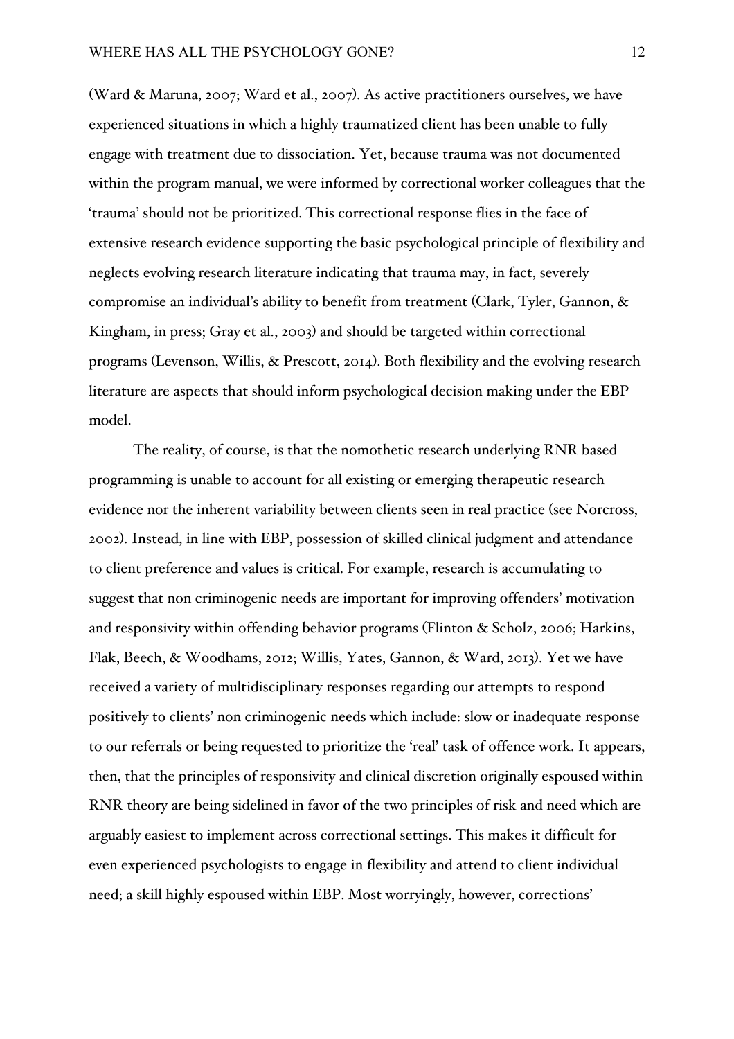(Ward & Maruna, 2007; Ward et al., 2007). As active practitioners ourselves, we have experienced situations in which a highly traumatized client has been unable to fully engage with treatment due to dissociation. Yet, because trauma was not documented within the program manual, we were informed by correctional worker colleagues that the 'trauma' should not be prioritized. This correctional response flies in the face of extensive research evidence supporting the basic psychological principle of flexibility and neglects evolving research literature indicating that trauma may, in fact, severely compromise an individual's ability to benefit from treatment (Clark, Tyler, Gannon, & Kingham, in press; Gray et al., 2003) and should be targeted within correctional programs (Levenson, Willis, & Prescott, 2014). Both flexibility and the evolving research literature are aspects that should inform psychological decision making under the EBP model.

The reality, of course, is that the nomothetic research underlying RNR based programming is unable to account for all existing or emerging therapeutic research evidence nor the inherent variability between clients seen in real practice (see Norcross, 2002). Instead, in line with EBP, possession of skilled clinical judgment and attendance to client preference and values is critical. For example, research is accumulating to suggest that non criminogenic needs are important for improving offenders' motivation and responsivity within offending behavior programs (Flinton & Scholz, 2006; Harkins, Flak, Beech, & Woodhams, 2012; Willis, Yates, Gannon, & Ward, 2013). Yet we have received a variety of multidisciplinary responses regarding our attempts to respond positively to clients' non criminogenic needs which include: slow or inadequate response to our referrals or being requested to prioritize the 'real' task of offence work. It appears, then, that the principles of responsivity and clinical discretion originally espoused within RNR theory are being sidelined in favor of the two principles of risk and need which are arguably easiest to implement across correctional settings. This makes it difficult for even experienced psychologists to engage in flexibility and attend to client individual need; a skill highly espoused within EBP. Most worryingly, however, corrections'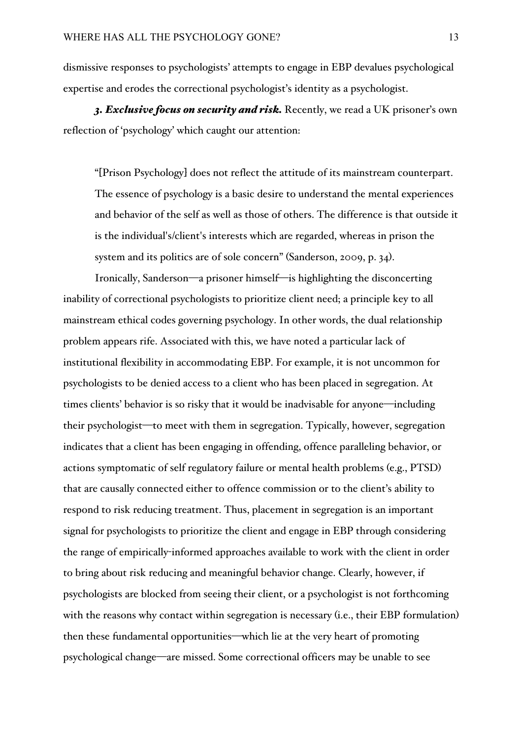dismissive responses to psychologists' attempts to engage in EBP devalues psychological expertise and erodes the correctional psychologist's identity as a psychologist.

***3. Exclusive focus on security and risk.*** Recently, we read a UK prisoner's own reflection of 'psychology' which caught our attention:

> "[Prison Psychology] does not reflect the attitude of its mainstream counterpart. The essence of psychology is a basic desire to understand the mental experiences and behavior of the self as well as those of others. The difference is that outside it is the individual's/client's interests which are regarded, whereas in prison the system and its politics are of sole concern" (Sanderson, 2009, p. 34).

Ironically, Sanderson—a prisoner himself—is highlighting the disconcerting inability of correctional psychologists to prioritize client need; a principle key to all mainstream ethical codes governing psychology. In other words, the dual relationship problem appears rife. Associated with this, we have noted a particular lack of institutional flexibility in accommodating EBP. For example, it is not uncommon for psychologists to be denied access to a client who has been placed in segregation. At times clients' behavior is so risky that it would be inadvisable for anyone—including their psychologist—to meet with them in segregation. Typically, however, segregation indicates that a client has been engaging in offending, offence paralleling behavior, or actions symptomatic of self regulatory failure or mental health problems (e.g., PTSD) that are causally connected either to offence commission or to the client's ability to respond to risk reducing treatment. Thus, placement in segregation is an important signal for psychologists to prioritize the client and engage in EBP through considering the range of empirically-informed approaches available to work with the client in order to bring about risk reducing and meaningful behavior change. Clearly, however, if psychologists are blocked from seeing their client, or a psychologist is not forthcoming with the reasons why contact within segregation is necessary (i.e., their EBP formulation) then these fundamental opportunities—which lie at the very heart of promoting psychological change—are missed. Some correctional officers may be unable to see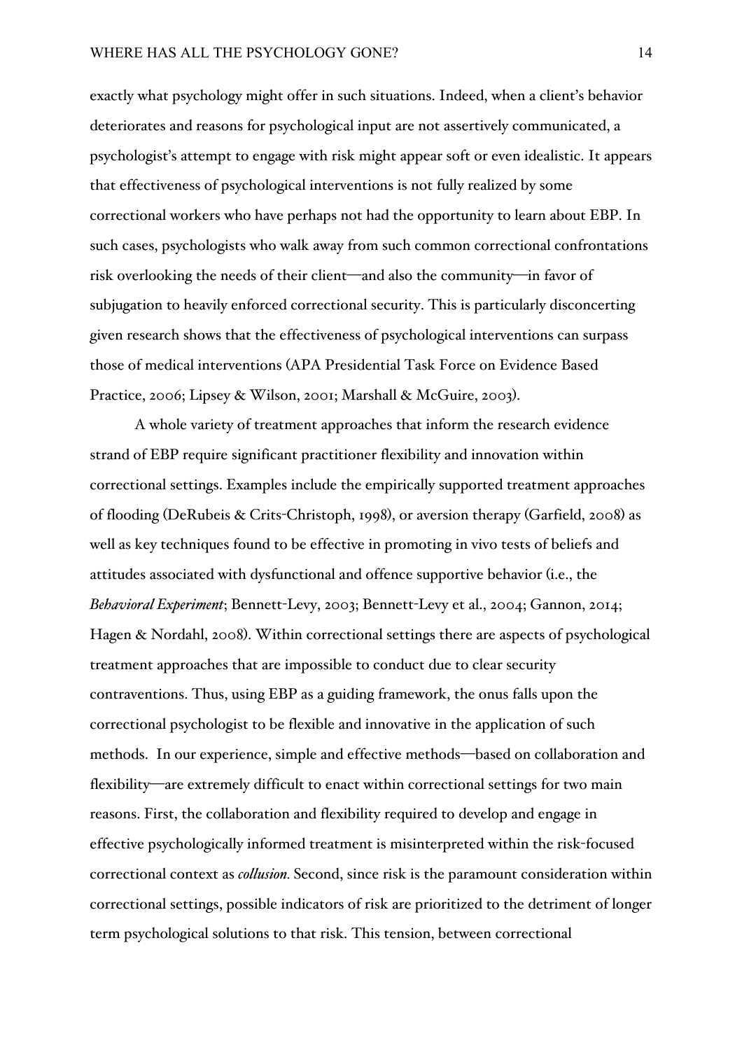exactly what psychology might offer in such situations. Indeed, when a client's behavior deteriorates and reasons for psychological input are not assertively communicated, a psychologist's attempt to engage with risk might appear soft or even idealistic. It appears that effectiveness of psychological interventions is not fully realized by some correctional workers who have perhaps not had the opportunity to learn about EBP. In such cases, psychologists who walk away from such common correctional confrontations risk overlooking the needs of their client—and also the community—in favor of subjugation to heavily enforced correctional security. This is particularly disconcerting given research shows that the effectiveness of psychological interventions can surpass those of medical interventions (APA Presidential Task Force on Evidence Based Practice, 2006; Lipsey & Wilson, 2001; Marshall & McGuire, 2003).

A whole variety of treatment approaches that inform the research evidence strand of EBP require significant practitioner flexibility and innovation within correctional settings. Examples include the empirically supported treatment approaches of flooding (DeRubeis & Crits-Christoph, 1998), or aversion therapy (Garfield, 2008) as well as key techniques found to be effective in promoting in vivo tests of beliefs and attitudes associated with dysfunctional and offence supportive behavior (i.e., the *Behavioral Experiment*; Bennett-Levy, 2003; Bennett-Levy et al., 2004; Gannon, 2014; Hagen & Nordahl, 2008). Within correctional settings there are aspects of psychological treatment approaches that are impossible to conduct due to clear security contraventions. Thus, using EBP as a guiding framework, the onus falls upon the correctional psychologist to be flexible and innovative in the application of such methods. In our experience, simple and effective methods—based on collaboration and flexibility—are extremely difficult to enact within correctional settings for two main reasons. First, the collaboration and flexibility required to develop and engage in effective psychologically informed treatment is misinterpreted within the risk-focused correctional context as *collusion.* Second, since risk is the paramount consideration within correctional settings, possible indicators of risk are prioritized to the detriment of longer term psychological solutions to that risk. This tension, between correctional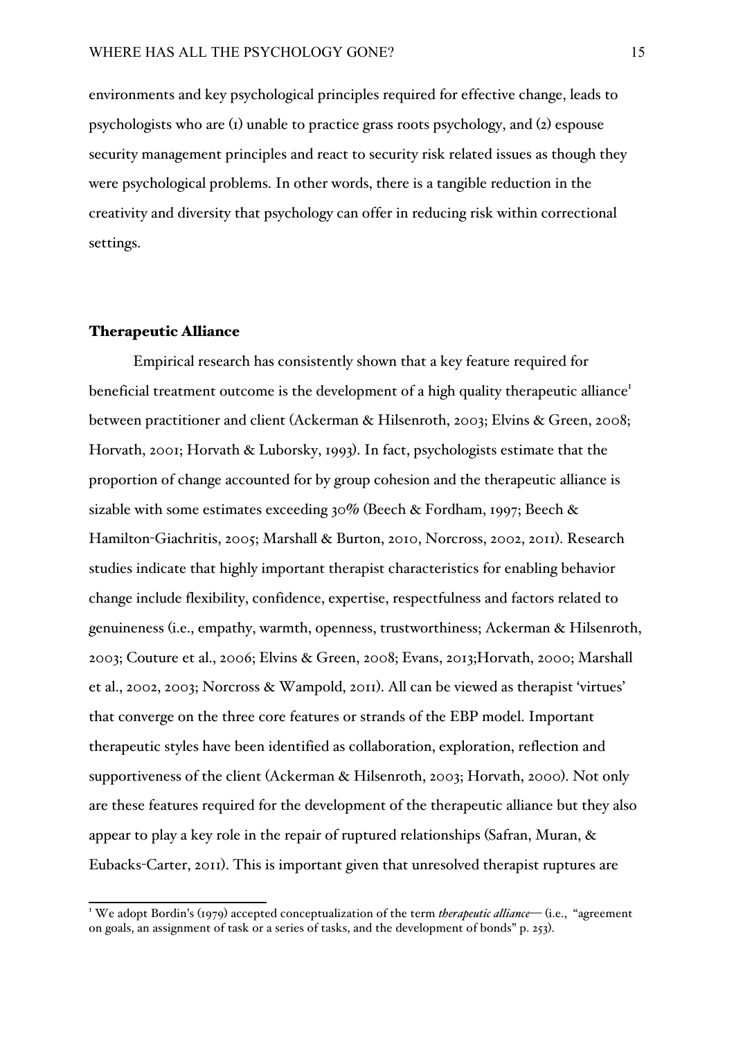environments and key psychological principles required for effective change, leads to psychologists who are (1) unable to practice grass roots psychology, and (2) espouse security management principles and react to security risk related issues as though they were psychological problems. In other words, there is a tangible reduction in the creativity and diversity that psychology can offer in reducing risk within correctional settings.

## Therapeutic Alliance

Empirical research has consistently shown that a key feature required for beneficial treatment outcome is the development of a high quality therapeutic alliance[1] between practitioner and client (Ackerman & Hilsenroth, 2003; Elvins & Green, 2008; Horvath, 2001; Horvath & Luborsky, 1993). In fact, psychologists estimate that the proportion of change accounted for by group cohesion and the therapeutic alliance is sizable with some estimates exceeding 30% (Beech & Fordham, 1997; Beech & Hamilton-Giachritis, 2005; Marshall & Burton, 2010, Norcross, 2002, 2011). Research studies indicate that highly important therapist characteristics for enabling behavior change include flexibility, confidence, expertise, respectfulness and factors related to genuineness (i.e., empathy, warmth, openness, trustworthiness; Ackerman & Hilsenroth, 2003; Couture et al., 2006; Elvins & Green, 2008; Evans, 2013;Horvath, 2000; Marshall et al., 2002, 2003; Norcross & Wampold, 2011). All can be viewed as therapist 'virtues' that converge on the three core features or strands of the EBP model. Important therapeutic styles have been identified as collaboration, exploration, reflection and supportiveness of the client (Ackerman & Hilsenroth, 2003; Horvath, 2000). Not only are these features required for the development of the therapeutic alliance but they also appear to play a key role in the repair of ruptured relationships (Safran, Muran, & Eubacks-Carter, 2011). This is important given that unresolved therapist ruptures are

[1] We adopt Bordin's (1979) accepted conceptualization of the term *therapeutic alliance*— (i.e., "agreement on goals, an assignment of task or a series of tasks, and the development of bonds" p. 253).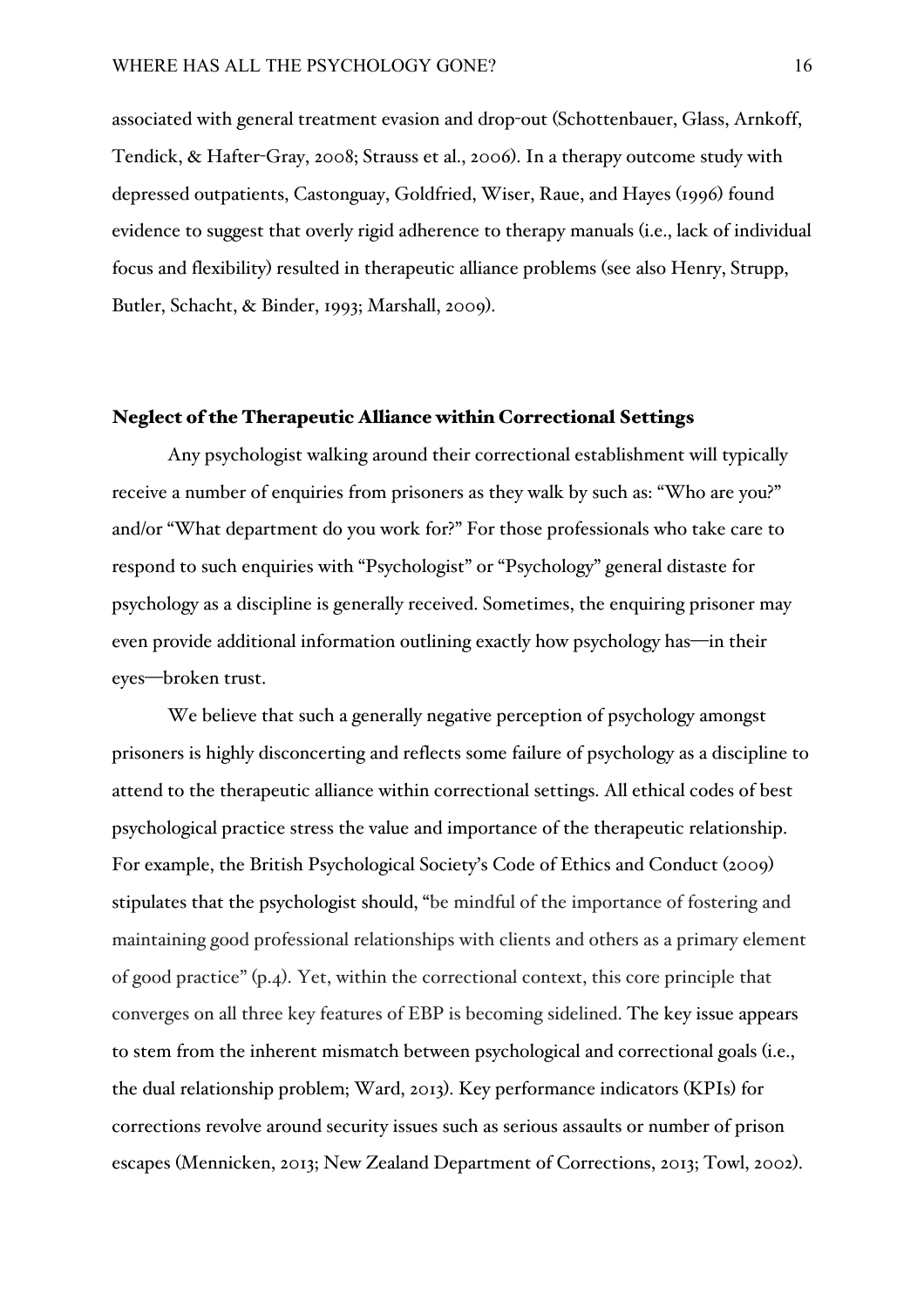associated with general treatment evasion and drop-out (Schottenbauer, Glass, Arnkoff, Tendick, & Hafter-Gray, 2008; Strauss et al., 2006). In a therapy outcome study with depressed outpatients, Castonguay, Goldfried, Wiser, Raue, and Hayes (1996) found evidence to suggest that overly rigid adherence to therapy manuals (i.e., lack of individual focus and flexibility) resulted in therapeutic alliance problems (see also Henry, Strupp, Butler, Schacht, & Binder, 1993; Marshall, 2009).

## Neglect of the Therapeutic Alliance within Correctional Settings

Any psychologist walking around their correctional establishment will typically receive a number of enquiries from prisoners as they walk by such as: "Who are you?" and/or "What department do you work for?" For those professionals who take care to respond to such enquiries with "Psychologist" or "Psychology" general distaste for psychology as a discipline is generally received. Sometimes, the enquiring prisoner may even provide additional information outlining exactly how psychology has—in their eyes—broken trust.

We believe that such a generally negative perception of psychology amongst prisoners is highly disconcerting and reflects some failure of psychology as a discipline to attend to the therapeutic alliance within correctional settings. All ethical codes of best psychological practice stress the value and importance of the therapeutic relationship. For example, the British Psychological Society's Code of Ethics and Conduct (2009) stipulates that the psychologist should, "be mindful of the importance of fostering and maintaining good professional relationships with clients and others as a primary element of good practice" (p.4). Yet, within the correctional context, this core principle that converges on all three key features of EBP is becoming sidelined. The key issue appears to stem from the inherent mismatch between psychological and correctional goals (i.e., the dual relationship problem; Ward, 2013). Key performance indicators (KPIs) for corrections revolve around security issues such as serious assaults or number of prison escapes (Mennicken, 2013; New Zealand Department of Corrections, 2013; Towl, 2002).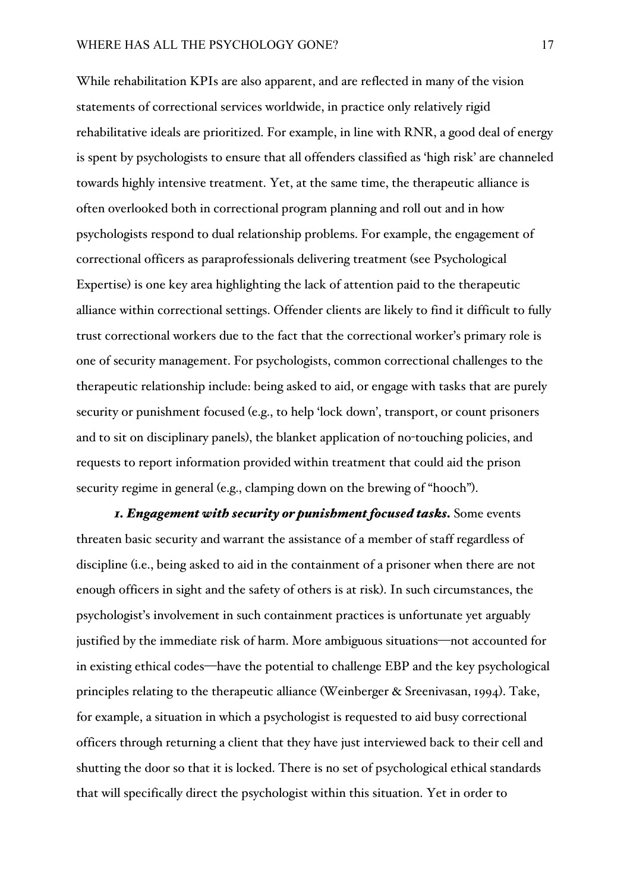While rehabilitation KPIs are also apparent, and are reflected in many of the vision statements of correctional services worldwide, in practice only relatively rigid rehabilitative ideals are prioritized. For example, in line with RNR, a good deal of energy is spent by psychologists to ensure that all offenders classified as 'high risk' are channeled towards highly intensive treatment. Yet, at the same time, the therapeutic alliance is often overlooked both in correctional program planning and roll out and in how psychologists respond to dual relationship problems. For example, the engagement of correctional officers as paraprofessionals delivering treatment (see Psychological Expertise) is one key area highlighting the lack of attention paid to the therapeutic alliance within correctional settings. Offender clients are likely to find it difficult to fully trust correctional workers due to the fact that the correctional worker's primary role is one of security management. For psychologists, common correctional challenges to the therapeutic relationship include: being asked to aid, or engage with tasks that are purely security or punishment focused (e.g., to help 'lock down', transport, or count prisoners and to sit on disciplinary panels), the blanket application of no-touching policies, and requests to report information provided within treatment that could aid the prison security regime in general (e.g., clamping down on the brewing of "hooch").

***1. Engagement with security or punishment focused tasks.*** Some events threaten basic security and warrant the assistance of a member of staff regardless of discipline (i.e., being asked to aid in the containment of a prisoner when there are not enough officers in sight and the safety of others is at risk). In such circumstances, the psychologist's involvement in such containment practices is unfortunate yet arguably justified by the immediate risk of harm. More ambiguous situations—not accounted for in existing ethical codes—have the potential to challenge EBP and the key psychological principles relating to the therapeutic alliance (Weinberger & Sreenivasan, 1994). Take, for example, a situation in which a psychologist is requested to aid busy correctional officers through returning a client that they have just interviewed back to their cell and shutting the door so that it is locked. There is no set of psychological ethical standards that will specifically direct the psychologist within this situation. Yet in order to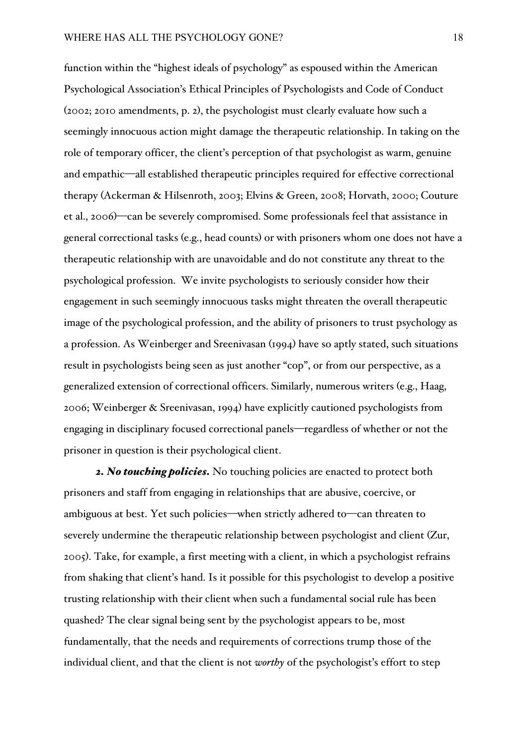function within the "highest ideals of psychology" as espoused within the American Psychological Association's Ethical Principles of Psychologists and Code of Conduct (2002; 2010 amendments, p. 2), the psychologist must clearly evaluate how such a seemingly innocuous action might damage the therapeutic relationship. In taking on the role of temporary officer, the client's perception of that psychologist as warm, genuine and empathic—all established therapeutic principles required for effective correctional therapy (Ackerman & Hilsenroth, 2003; Elvins & Green, 2008; Horvath, 2000; Couture et al., 2006)—can be severely compromised. Some professionals feel that assistance in general correctional tasks (e.g., head counts) or with prisoners whom one does not have a therapeutic relationship with are unavoidable and do not constitute any threat to the psychological profession. We invite psychologists to seriously consider how their engagement in such seemingly innocuous tasks might threaten the overall therapeutic image of the psychological profession, and the ability of prisoners to trust psychology as a profession. As Weinberger and Sreenivasan (1994) have so aptly stated, such situations result in psychologists being seen as just another "cop", or from our perspective, as a generalized extension of correctional officers. Similarly, numerous writers (e.g., Haag, 2006; Weinberger & Sreenivasan, 1994) have explicitly cautioned psychologists from engaging in disciplinary focused correctional panels—regardless of whether or not the prisoner in question is their psychological client.

***2. No touching policies.*** No touching policies are enacted to protect both prisoners and staff from engaging in relationships that are abusive, coercive, or ambiguous at best. Yet such policies—when strictly adhered to—can threaten to severely undermine the therapeutic relationship between psychologist and client (Zur, 2005). Take, for example, a first meeting with a client, in which a psychologist refrains from shaking that client's hand. Is it possible for this psychologist to develop a positive trusting relationship with their client when such a fundamental social rule has been quashed? The clear signal being sent by the psychologist appears to be, most fundamentally, that the needs and requirements of corrections trump those of the individual client, and that the client is not *worthy* of the psychologist's effort to step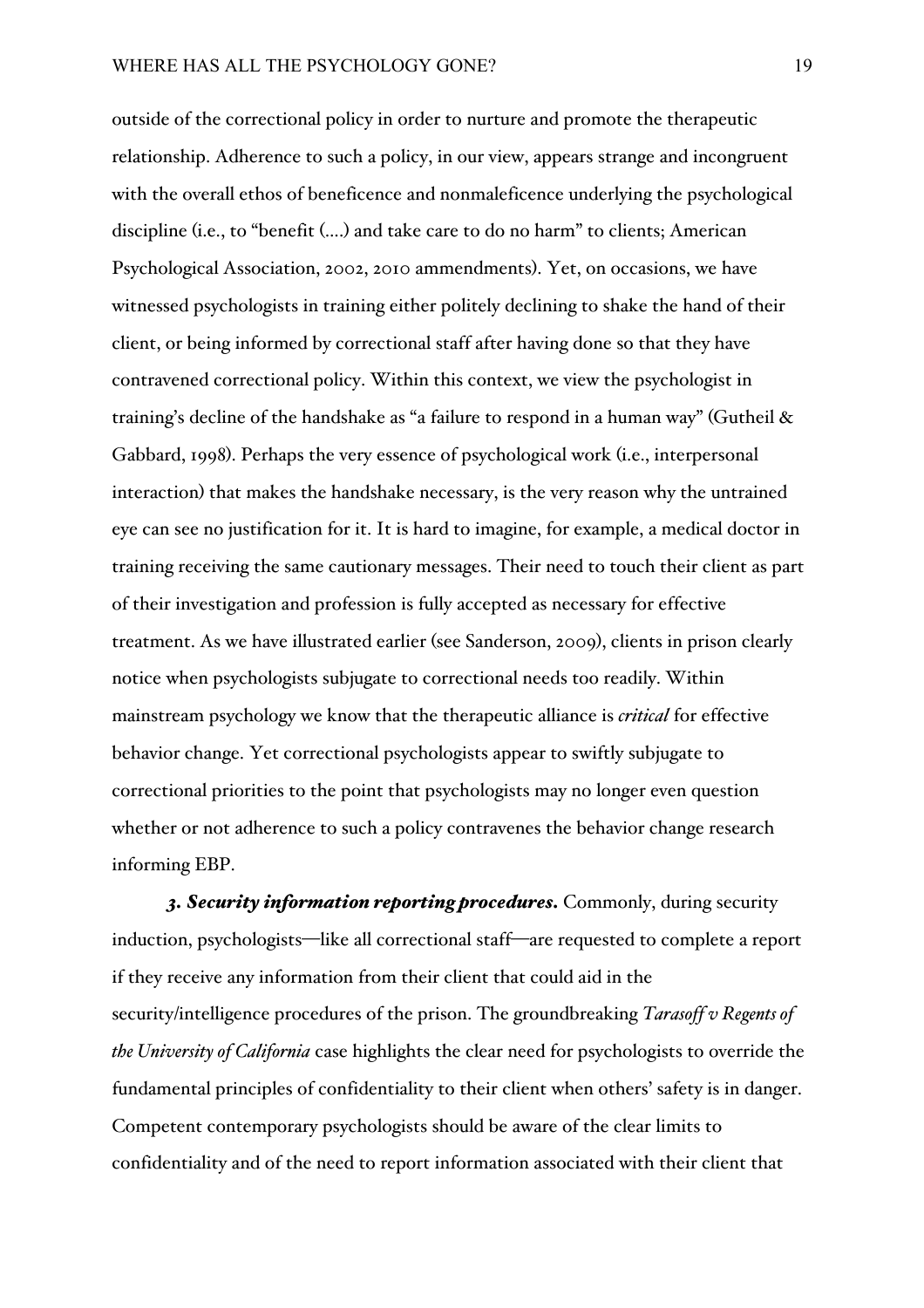outside of the correctional policy in order to nurture and promote the therapeutic relationship. Adherence to such a policy, in our view, appears strange and incongruent with the overall ethos of beneficence and nonmaleficence underlying the psychological discipline (i.e., to "benefit (….) and take care to do no harm" to clients; American Psychological Association, 2002, 2010 ammendments). Yet, on occasions, we have witnessed psychologists in training either politely declining to shake the hand of their client, or being informed by correctional staff after having done so that they have contravened correctional policy. Within this context, we view the psychologist in training's decline of the handshake as "a failure to respond in a human way" (Gutheil & Gabbard, 1998). Perhaps the very essence of psychological work (i.e., interpersonal interaction) that makes the handshake necessary, is the very reason why the untrained eye can see no justification for it. It is hard to imagine, for example, a medical doctor in training receiving the same cautionary messages. Their need to touch their client as part of their investigation and profession is fully accepted as necessary for effective treatment. As we have illustrated earlier (see Sanderson, 2009), clients in prison clearly notice when psychologists subjugate to correctional needs too readily. Within mainstream psychology we know that the therapeutic alliance is *critical* for effective behavior change. Yet correctional psychologists appear to swiftly subjugate to correctional priorities to the point that psychologists may no longer even question whether or not adherence to such a policy contravenes the behavior change research informing EBP.

***3. Security information reporting procedures.*** Commonly, during security induction, psychologists—like all correctional staff—are requested to complete a report if they receive any information from their client that could aid in the security/intelligence procedures of the prison. The groundbreaking *Tarasoff v Regents of the University of California* case highlights the clear need for psychologists to override the fundamental principles of confidentiality to their client when others' safety is in danger. Competent contemporary psychologists should be aware of the clear limits to confidentiality and of the need to report information associated with their client that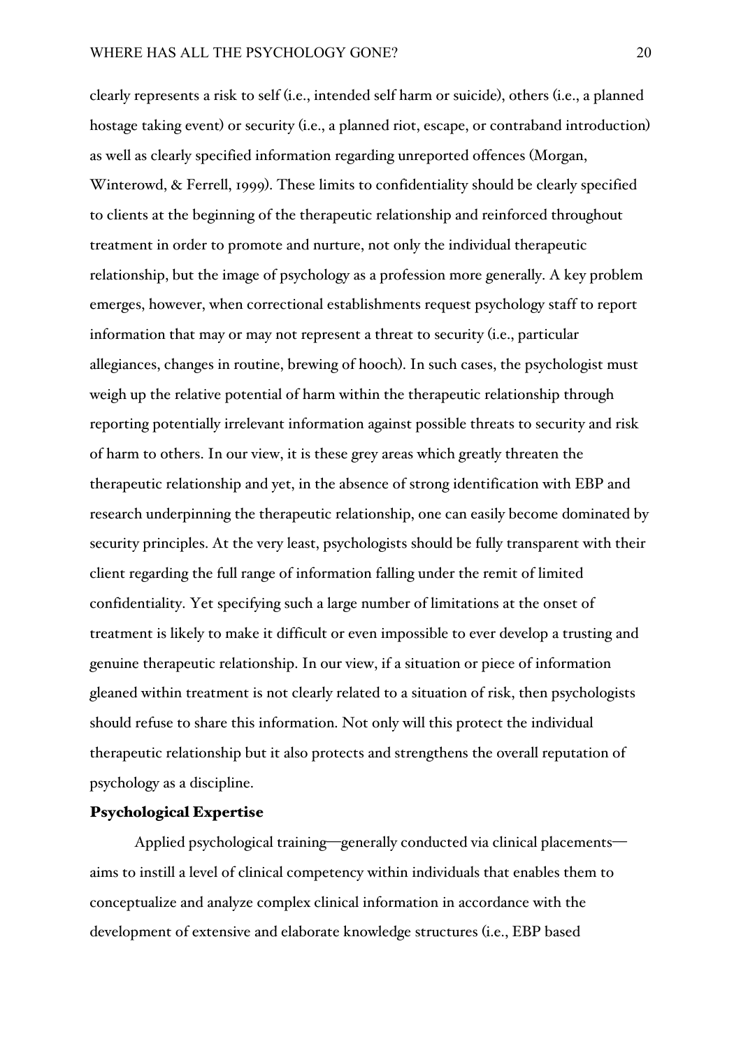clearly represents a risk to self (i.e., intended self harm or suicide), others (i.e., a planned hostage taking event) or security (i.e., a planned riot, escape, or contraband introduction) as well as clearly specified information regarding unreported offences (Morgan, Winterowd, & Ferrell, 1999). These limits to confidentiality should be clearly specified to clients at the beginning of the therapeutic relationship and reinforced throughout treatment in order to promote and nurture, not only the individual therapeutic relationship, but the image of psychology as a profession more generally. A key problem emerges, however, when correctional establishments request psychology staff to report information that may or may not represent a threat to security (i.e., particular allegiances, changes in routine, brewing of hooch). In such cases, the psychologist must weigh up the relative potential of harm within the therapeutic relationship through reporting potentially irrelevant information against possible threats to security and risk of harm to others. In our view, it is these grey areas which greatly threaten the therapeutic relationship and yet, in the absence of strong identification with EBP and research underpinning the therapeutic relationship, one can easily become dominated by security principles. At the very least, psychologists should be fully transparent with their client regarding the full range of information falling under the remit of limited confidentiality. Yet specifying such a large number of limitations at the onset of treatment is likely to make it difficult or even impossible to ever develop a trusting and genuine therapeutic relationship. In our view, if a situation or piece of information gleaned within treatment is not clearly related to a situation of risk, then psychologists should refuse to share this information. Not only will this protect the individual therapeutic relationship but it also protects and strengthens the overall reputation of psychology as a discipline.

## Psychological Expertise

Applied psychological training—generally conducted via clinical placements—aims to instill a level of clinical competency within individuals that enables them to conceptualize and analyze complex clinical information in accordance with the development of extensive and elaborate knowledge structures (i.e., EBP based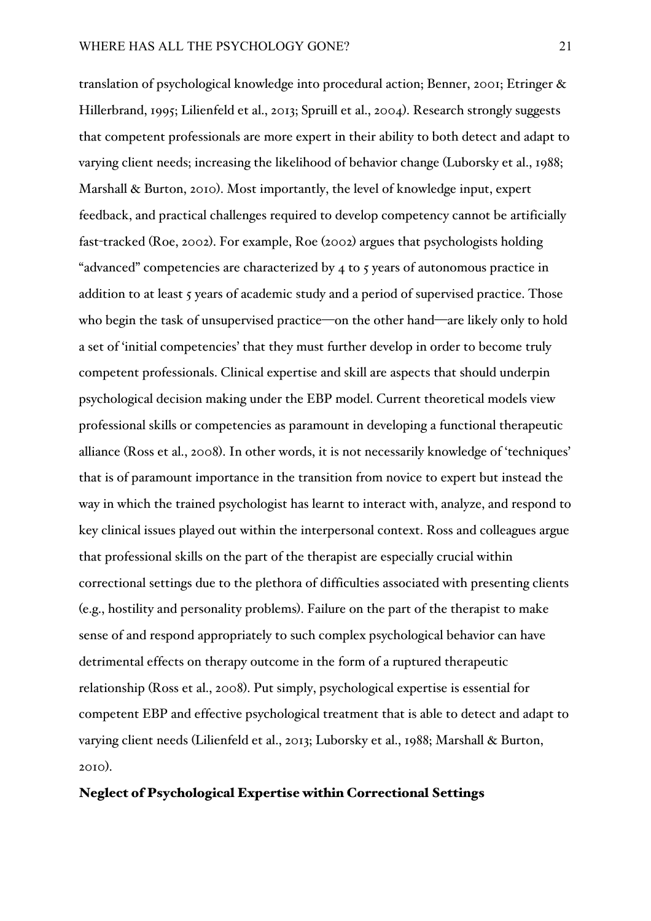translation of psychological knowledge into procedural action; Benner, 2001; Etringer & Hillerbrand, 1995; Lilienfeld et al., 2013; Spruill et al., 2004). Research strongly suggests that competent professionals are more expert in their ability to both detect and adapt to varying client needs; increasing the likelihood of behavior change (Luborsky et al., 1988; Marshall & Burton, 2010). Most importantly, the level of knowledge input, expert feedback, and practical challenges required to develop competency cannot be artificially fast-tracked (Roe, 2002). For example, Roe (2002) argues that psychologists holding "advanced" competencies are characterized by 4 to 5 years of autonomous practice in addition to at least 5 years of academic study and a period of supervised practice. Those who begin the task of unsupervised practice—on the other hand—are likely only to hold a set of 'initial competencies' that they must further develop in order to become truly competent professionals. Clinical expertise and skill are aspects that should underpin psychological decision making under the EBP model. Current theoretical models view professional skills or competencies as paramount in developing a functional therapeutic alliance (Ross et al., 2008). In other words, it is not necessarily knowledge of 'techniques' that is of paramount importance in the transition from novice to expert but instead the way in which the trained psychologist has learnt to interact with, analyze, and respond to key clinical issues played out within the interpersonal context. Ross and colleagues argue that professional skills on the part of the therapist are especially crucial within correctional settings due to the plethora of difficulties associated with presenting clients (e.g., hostility and personality problems). Failure on the part of the therapist to make sense of and respond appropriately to such complex psychological behavior can have detrimental effects on therapy outcome in the form of a ruptured therapeutic relationship (Ross et al., 2008). Put simply, psychological expertise is essential for competent EBP and effective psychological treatment that is able to detect and adapt to varying client needs (Lilienfeld et al., 2013; Luborsky et al., 1988; Marshall & Burton, 2010).

## Neglect of Psychological Expertise within Correctional Settings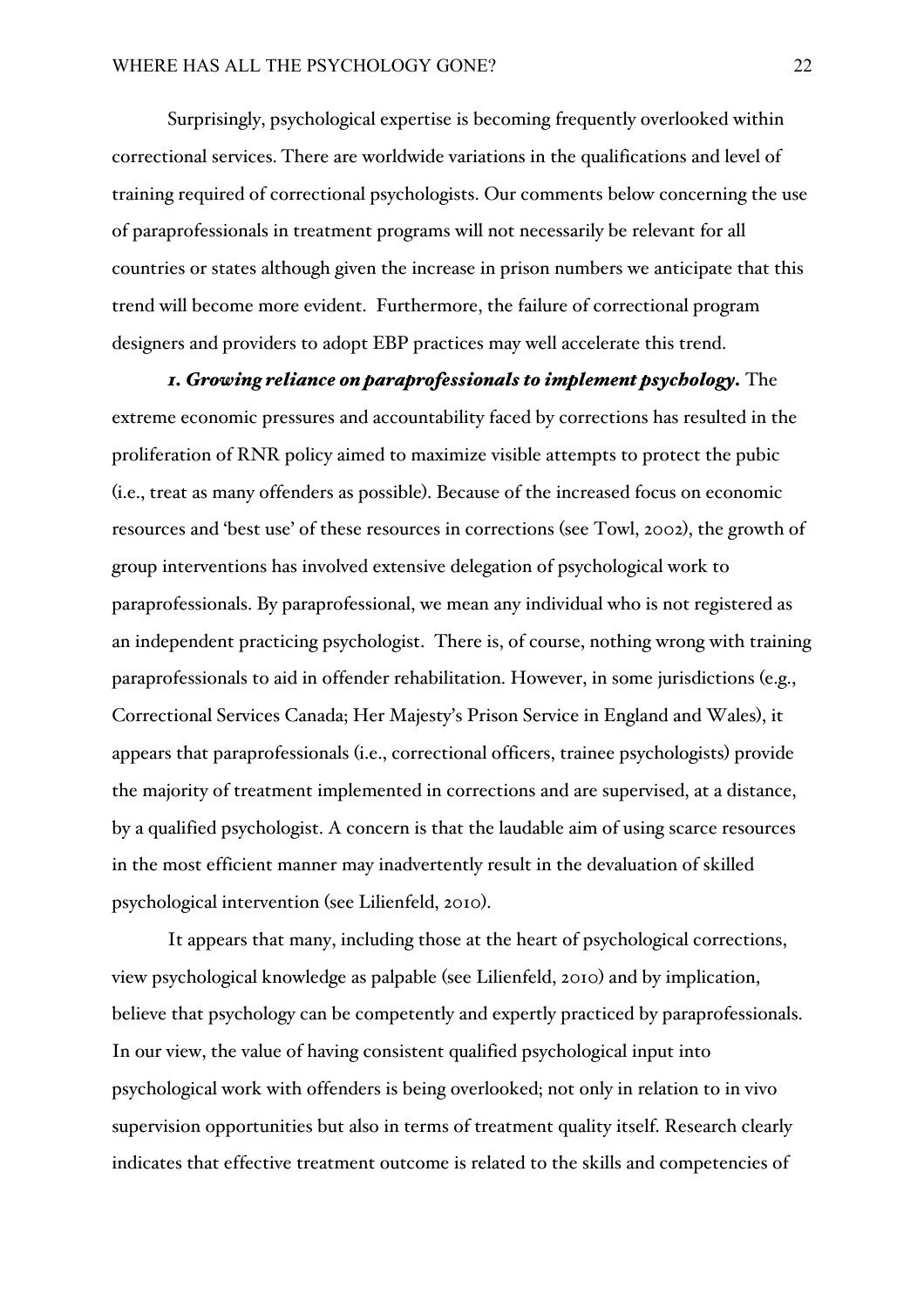Surprisingly, psychological expertise is becoming frequently overlooked within correctional services. There are worldwide variations in the qualifications and level of training required of correctional psychologists. Our comments below concerning the use of paraprofessionals in treatment programs will not necessarily be relevant for all countries or states although given the increase in prison numbers we anticipate that this trend will become more evident. Furthermore, the failure of correctional program designers and providers to adopt EBP practices may well accelerate this trend.

***1. Growing reliance on paraprofessionals to implement psychology.*** The extreme economic pressures and accountability faced by corrections has resulted in the proliferation of RNR policy aimed to maximize visible attempts to protect the pubic (i.e., treat as many offenders as possible). Because of the increased focus on economic resources and 'best use' of these resources in corrections (see Towl, 2002), the growth of group interventions has involved extensive delegation of psychological work to paraprofessionals. By paraprofessional, we mean any individual who is not registered as an independent practicing psychologist. There is, of course, nothing wrong with training paraprofessionals to aid in offender rehabilitation. However, in some jurisdictions (e.g., Correctional Services Canada; Her Majesty's Prison Service in England and Wales), it appears that paraprofessionals (i.e., correctional officers, trainee psychologists) provide the majority of treatment implemented in corrections and are supervised, at a distance, by a qualified psychologist. A concern is that the laudable aim of using scarce resources in the most efficient manner may inadvertently result in the devaluation of skilled psychological intervention (see Lilienfeld, 2010).

It appears that many, including those at the heart of psychological corrections, view psychological knowledge as palpable (see Lilienfeld, 2010) and by implication, believe that psychology can be competently and expertly practiced by paraprofessionals. In our view, the value of having consistent qualified psychological input into psychological work with offenders is being overlooked; not only in relation to in vivo supervision opportunities but also in terms of treatment quality itself. Research clearly indicates that effective treatment outcome is related to the skills and competencies of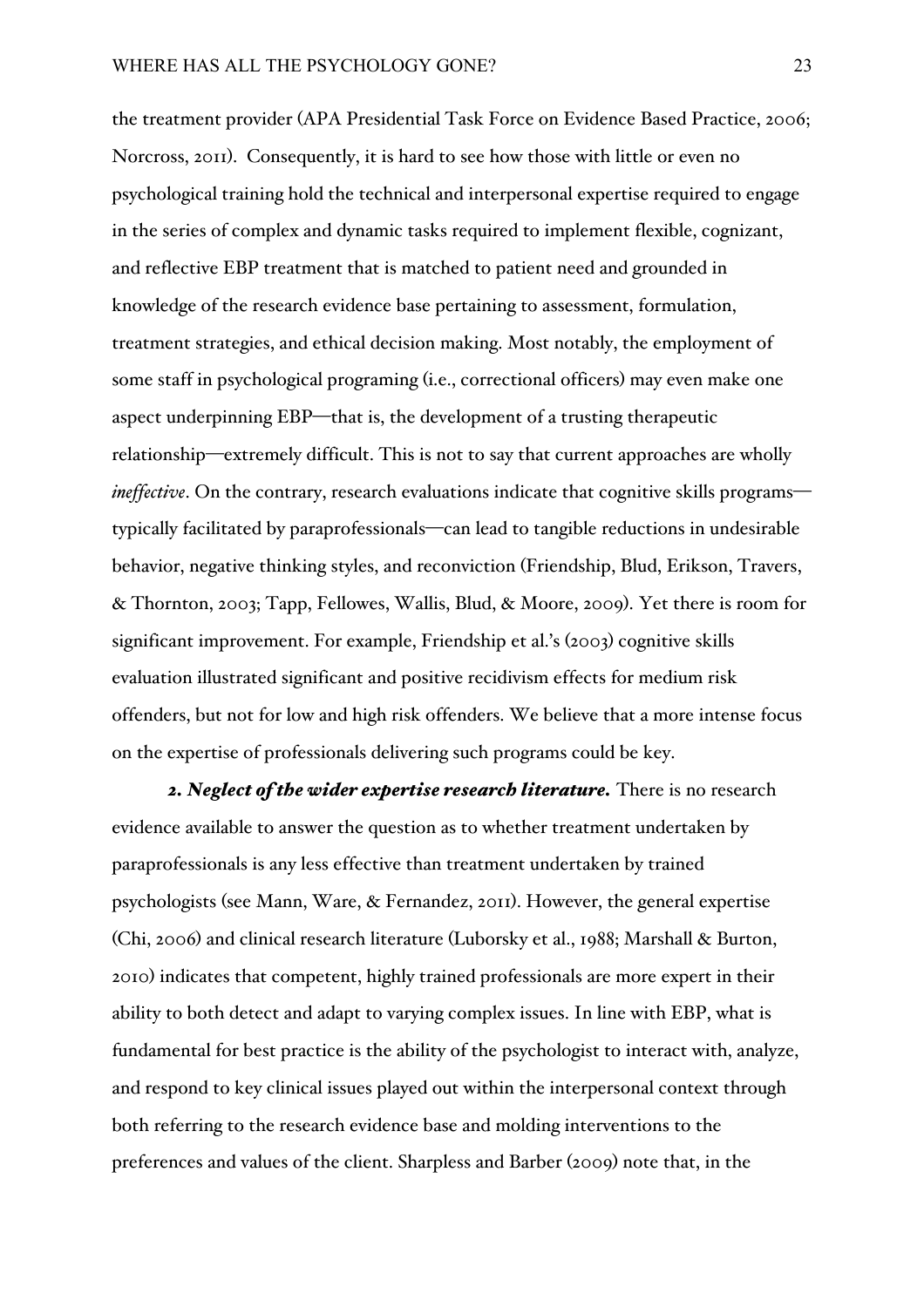the treatment provider (APA Presidential Task Force on Evidence Based Practice, 2006; Norcross, 2011). Consequently, it is hard to see how those with little or even no psychological training hold the technical and interpersonal expertise required to engage in the series of complex and dynamic tasks required to implement flexible, cognizant, and reflective EBP treatment that is matched to patient need and grounded in knowledge of the research evidence base pertaining to assessment, formulation, treatment strategies, and ethical decision making. Most notably, the employment of some staff in psychological programing (i.e., correctional officers) may even make one aspect underpinning EBP—that is, the development of a trusting therapeutic relationship—extremely difficult. This is not to say that current approaches are wholly *ineffective*. On the contrary, research evaluations indicate that cognitive skills programs—typically facilitated by paraprofessionals—can lead to tangible reductions in undesirable behavior, negative thinking styles, and reconviction (Friendship, Blud, Erikson, Travers, & Thornton, 2003; Tapp, Fellowes, Wallis, Blud, & Moore, 2009). Yet there is room for significant improvement. For example, Friendship et al.'s (2003) cognitive skills evaluation illustrated significant and positive recidivism effects for medium risk offenders, but not for low and high risk offenders. We believe that a more intense focus on the expertise of professionals delivering such programs could be key.

***2. Neglect of the wider expertise research literature.*** There is no research evidence available to answer the question as to whether treatment undertaken by paraprofessionals is any less effective than treatment undertaken by trained psychologists (see Mann, Ware, & Fernandez, 2011). However, the general expertise (Chi, 2006) and clinical research literature (Luborsky et al., 1988; Marshall & Burton, 2010) indicates that competent, highly trained professionals are more expert in their ability to both detect and adapt to varying complex issues. In line with EBP, what is fundamental for best practice is the ability of the psychologist to interact with, analyze, and respond to key clinical issues played out within the interpersonal context through both referring to the research evidence base and molding interventions to the preferences and values of the client. Sharpless and Barber (2009) note that, in the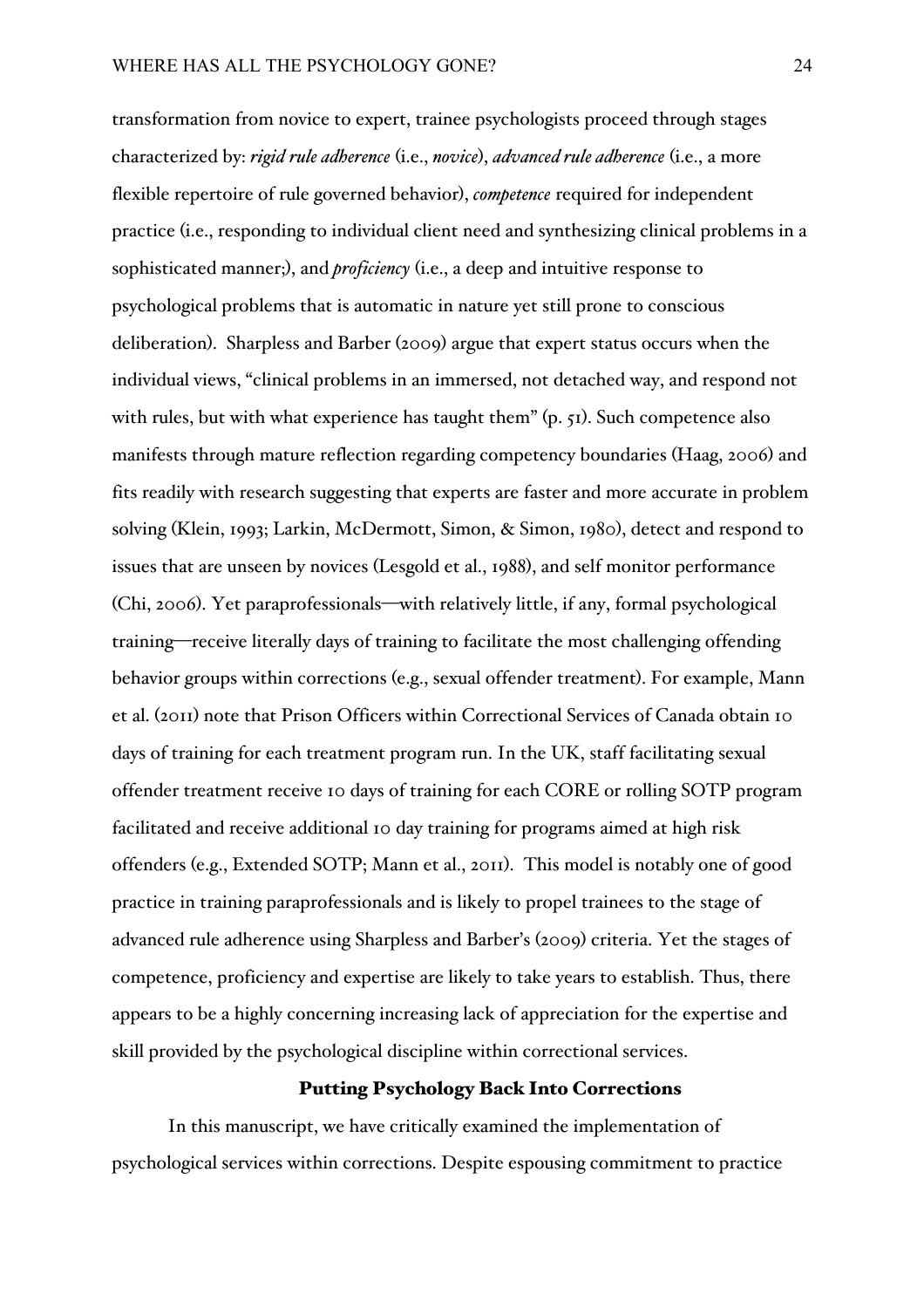transformation from novice to expert, trainee psychologists proceed through stages characterized by: ***rigid rule adherence*** (i.e., *novice*), ***advanced rule adherence*** (i.e., a more flexible repertoire of rule governed behavior), ***competence*** required for independent practice (i.e., responding to individual client need and synthesizing clinical problems in a sophisticated manner;), and ***proficiency*** (i.e., a deep and intuitive response to psychological problems that is automatic in nature yet still prone to conscious deliberation). Sharpless and Barber (2009) argue that expert status occurs when the individual views, "clinical problems in an immersed, not detached way, and respond not with rules, but with what experience has taught them" (p. 51). Such competence also manifests through mature reflection regarding competency boundaries (Haag, 2006) and fits readily with research suggesting that experts are faster and more accurate in problem solving (Klein, 1993; Larkin, McDermott, Simon, & Simon, 1980), detect and respond to issues that are unseen by novices (Lesgold et al., 1988), and self monitor performance (Chi, 2006). Yet paraprofessionals—with relatively little, if any, formal psychological training—receive literally days of training to facilitate the most challenging offending behavior groups within corrections (e.g., sexual offender treatment). For example, Mann et al. (2011) note that Prison Officers within Correctional Services of Canada obtain 10 days of training for each treatment program run. In the UK, staff facilitating sexual offender treatment receive 10 days of training for each CORE or rolling SOTP program facilitated and receive additional 10 day training for programs aimed at high risk offenders (e.g., Extended SOTP; Mann et al., 2011). This model is notably one of good practice in training paraprofessionals and is likely to propel trainees to the stage of advanced rule adherence using Sharpless and Barber's (2009) criteria. Yet the stages of competence, proficiency and expertise are likely to take years to establish. Thus, there appears to be a highly concerning increasing lack of appreciation for the expertise and skill provided by the psychological discipline within correctional services.

## Putting Psychology Back Into Corrections

In this manuscript, we have critically examined the implementation of psychological services within corrections. Despite espousing commitment to practice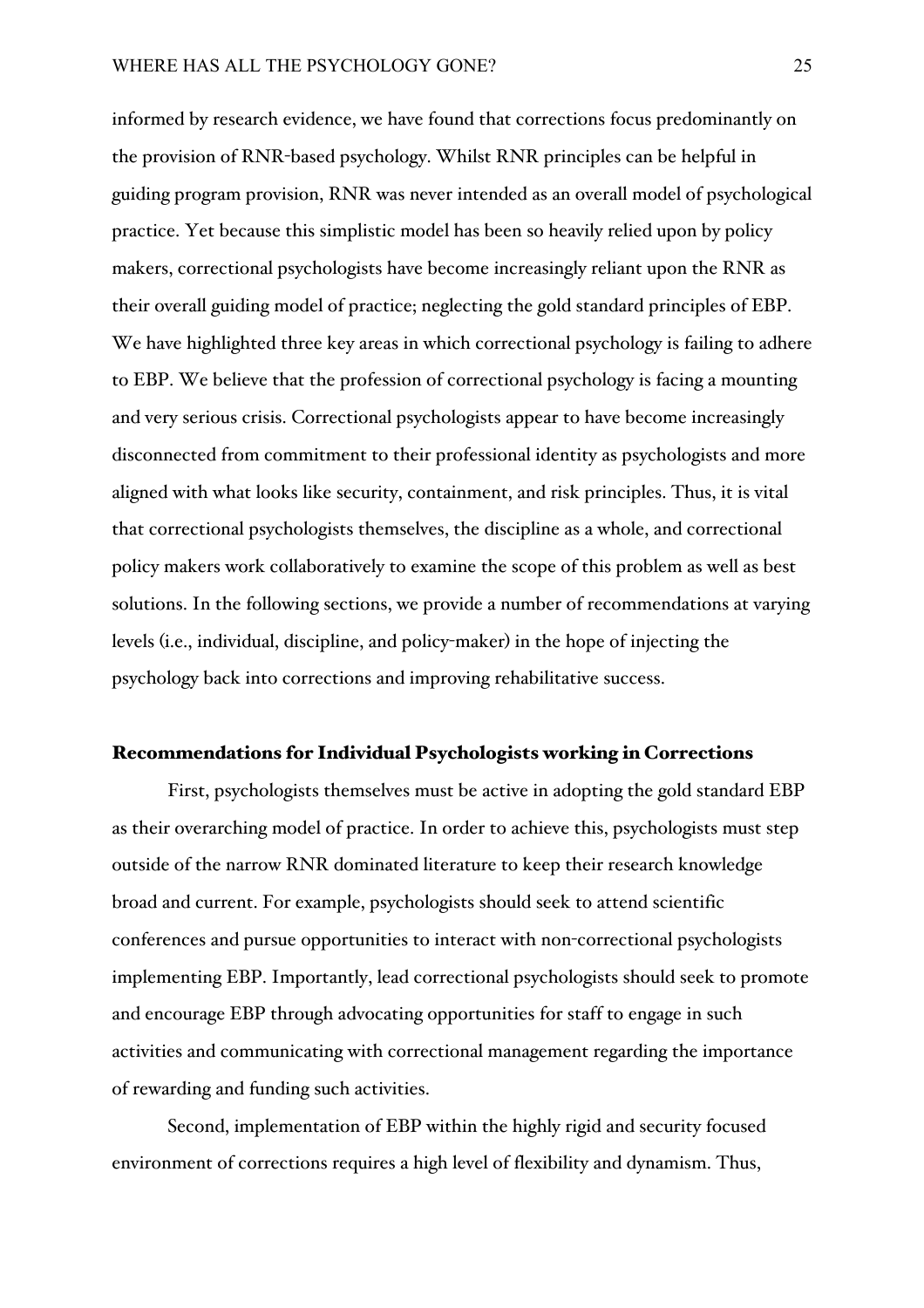informed by research evidence, we have found that corrections focus predominantly on the provision of RNR-based psychology. Whilst RNR principles can be helpful in guiding program provision, RNR was never intended as an overall model of psychological practice. Yet because this simplistic model has been so heavily relied upon by policy makers, correctional psychologists have become increasingly reliant upon the RNR as their overall guiding model of practice; neglecting the gold standard principles of EBP. We have highlighted three key areas in which correctional psychology is failing to adhere to EBP. We believe that the profession of correctional psychology is facing a mounting and very serious crisis. Correctional psychologists appear to have become increasingly disconnected from commitment to their professional identity as psychologists and more aligned with what looks like security, containment, and risk principles. Thus, it is vital that correctional psychologists themselves, the discipline as a whole, and correctional policy makers work collaboratively to examine the scope of this problem as well as best solutions. In the following sections, we provide a number of recommendations at varying levels (i.e., individual, discipline, and policy-maker) in the hope of injecting the psychology back into corrections and improving rehabilitative success.

## Recommendations for Individual Psychologists working in Corrections

First, psychologists themselves must be active in adopting the gold standard EBP as their overarching model of practice. In order to achieve this, psychologists must step outside of the narrow RNR dominated literature to keep their research knowledge broad and current. For example, psychologists should seek to attend scientific conferences and pursue opportunities to interact with non-correctional psychologists implementing EBP. Importantly, lead correctional psychologists should seek to promote and encourage EBP through advocating opportunities for staff to engage in such activities and communicating with correctional management regarding the importance of rewarding and funding such activities.

Second, implementation of EBP within the highly rigid and security focused environment of corrections requires a high level of flexibility and dynamism. Thus,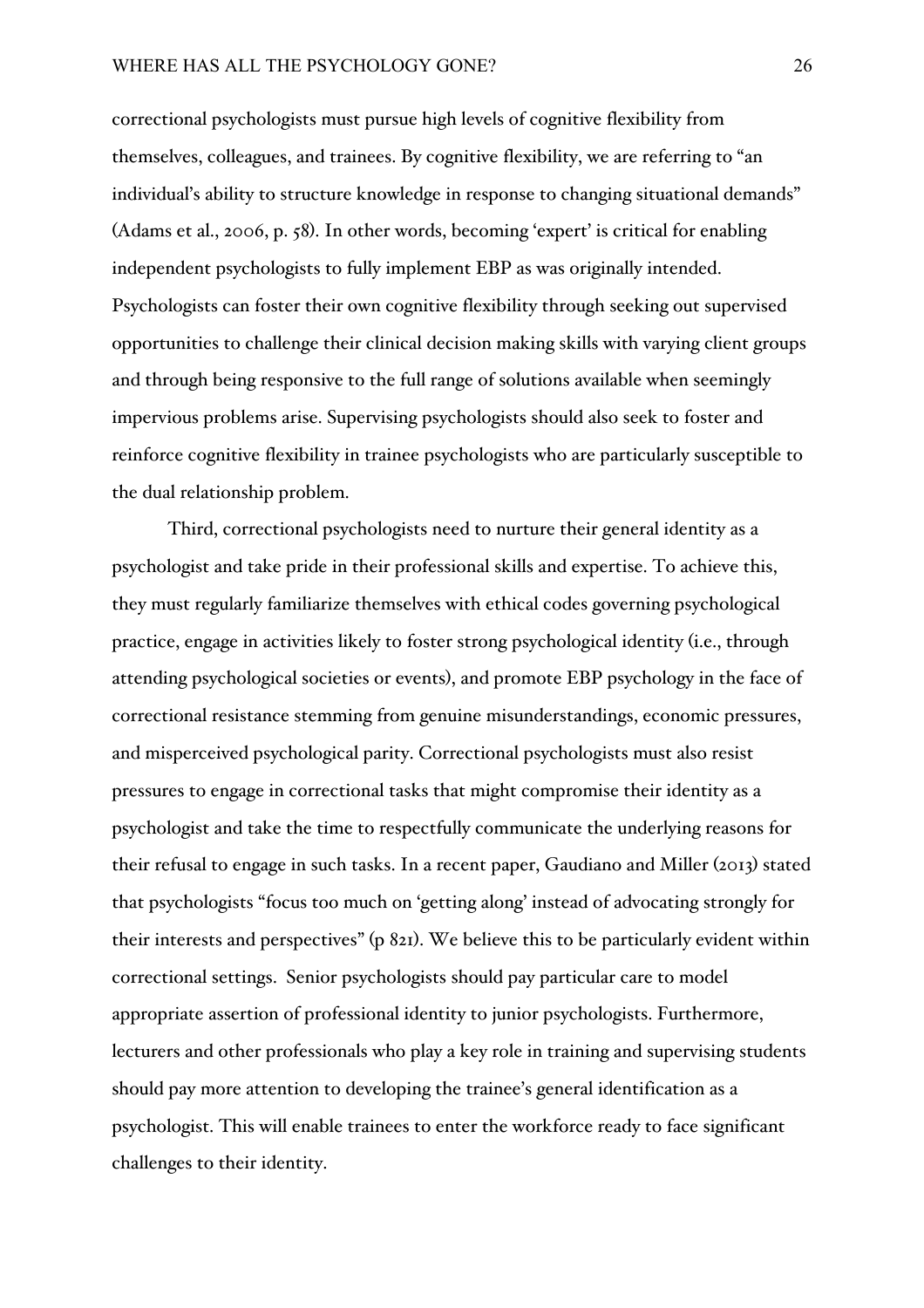correctional psychologists must pursue high levels of cognitive flexibility from themselves, colleagues, and trainees. By cognitive flexibility, we are referring to "an individual's ability to structure knowledge in response to changing situational demands" (Adams et al., 2006, p. 58). In other words, becoming 'expert' is critical for enabling independent psychologists to fully implement EBP as was originally intended. Psychologists can foster their own cognitive flexibility through seeking out supervised opportunities to challenge their clinical decision making skills with varying client groups and through being responsive to the full range of solutions available when seemingly impervious problems arise. Supervising psychologists should also seek to foster and reinforce cognitive flexibility in trainee psychologists who are particularly susceptible to the dual relationship problem.

Third, correctional psychologists need to nurture their general identity as a psychologist and take pride in their professional skills and expertise. To achieve this, they must regularly familiarize themselves with ethical codes governing psychological practice, engage in activities likely to foster strong psychological identity (i.e., through attending psychological societies or events), and promote EBP psychology in the face of correctional resistance stemming from genuine misunderstandings, economic pressures, and misperceived psychological parity. Correctional psychologists must also resist pressures to engage in correctional tasks that might compromise their identity as a psychologist and take the time to respectfully communicate the underlying reasons for their refusal to engage in such tasks. In a recent paper, Gaudiano and Miller (2013) stated that psychologists "focus too much on 'getting along' instead of advocating strongly for their interests and perspectives" (p 821). We believe this to be particularly evident within correctional settings. Senior psychologists should pay particular care to model appropriate assertion of professional identity to junior psychologists. Furthermore, lecturers and other professionals who play a key role in training and supervising students should pay more attention to developing the trainee's general identification as a psychologist. This will enable trainees to enter the workforce ready to face significant challenges to their identity.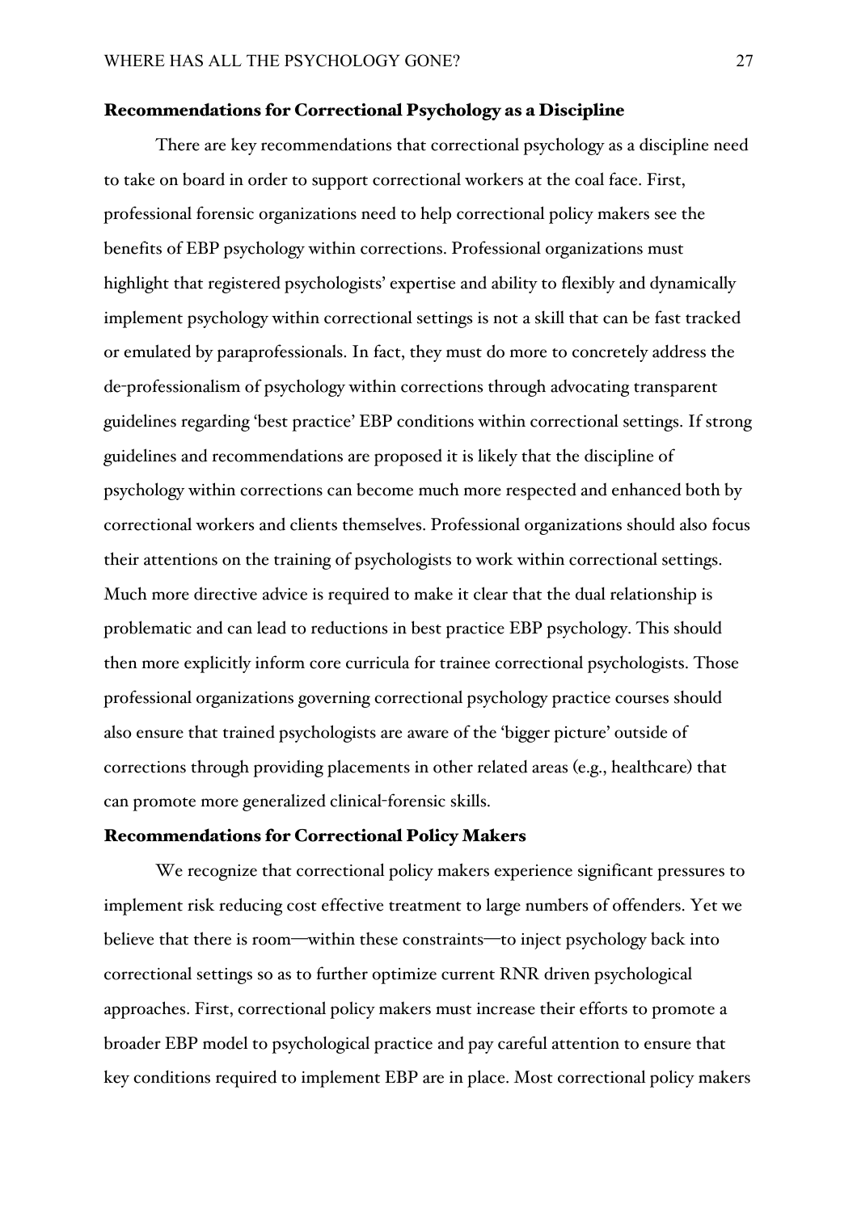## Recommendations for Correctional Psychology as a Discipline

There are key recommendations that correctional psychology as a discipline need to take on board in order to support correctional workers at the coal face. First, professional forensic organizations need to help correctional policy makers see the benefits of EBP psychology within corrections. Professional organizations must highlight that registered psychologists' expertise and ability to flexibly and dynamically implement psychology within correctional settings is not a skill that can be fast tracked or emulated by paraprofessionals. In fact, they must do more to concretely address the de-professionalism of psychology within corrections through advocating transparent guidelines regarding 'best practice' EBP conditions within correctional settings. If strong guidelines and recommendations are proposed it is likely that the discipline of psychology within corrections can become much more respected and enhanced both by correctional workers and clients themselves. Professional organizations should also focus their attentions on the training of psychologists to work within correctional settings. Much more directive advice is required to make it clear that the dual relationship is problematic and can lead to reductions in best practice EBP psychology. This should then more explicitly inform core curricula for trainee correctional psychologists. Those professional organizations governing correctional psychology practice courses should also ensure that trained psychologists are aware of the 'bigger picture' outside of corrections through providing placements in other related areas (e.g., healthcare) that can promote more generalized clinical-forensic skills.

## Recommendations for Correctional Policy Makers

We recognize that correctional policy makers experience significant pressures to implement risk reducing cost effective treatment to large numbers of offenders. Yet we believe that there is room—within these constraints—to inject psychology back into correctional settings so as to further optimize current RNR driven psychological approaches. First, correctional policy makers must increase their efforts to promote a broader EBP model to psychological practice and pay careful attention to ensure that key conditions required to implement EBP are in place. Most correctional policy makers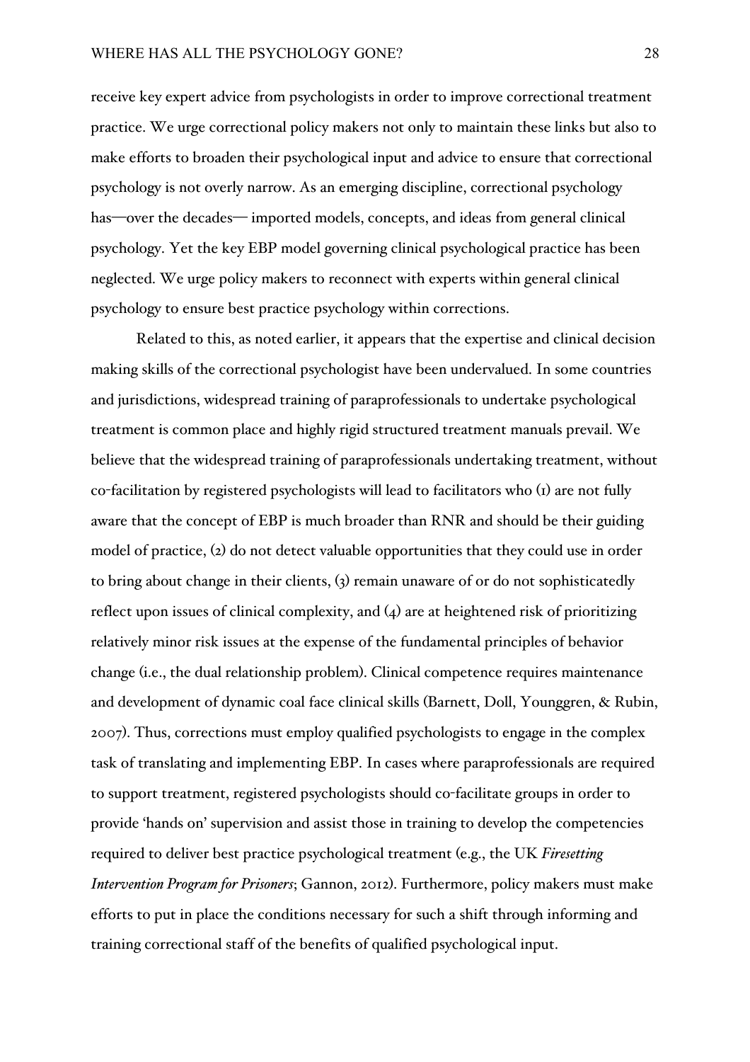receive key expert advice from psychologists in order to improve correctional treatment practice. We urge correctional policy makers not only to maintain these links but also to make efforts to broaden their psychological input and advice to ensure that correctional psychology is not overly narrow. As an emerging discipline, correctional psychology has—over the decades— imported models, concepts, and ideas from general clinical psychology. Yet the key EBP model governing clinical psychological practice has been neglected. We urge policy makers to reconnect with experts within general clinical psychology to ensure best practice psychology within corrections.

Related to this, as noted earlier, it appears that the expertise and clinical decision making skills of the correctional psychologist have been undervalued. In some countries and jurisdictions, widespread training of paraprofessionals to undertake psychological treatment is common place and highly rigid structured treatment manuals prevail. We believe that the widespread training of paraprofessionals undertaking treatment, without co-facilitation by registered psychologists will lead to facilitators who (1) are not fully aware that the concept of EBP is much broader than RNR and should be their guiding model of practice, (2) do not detect valuable opportunities that they could use in order to bring about change in their clients, (3) remain unaware of or do not sophisticatedly reflect upon issues of clinical complexity, and (4) are at heightened risk of prioritizing relatively minor risk issues at the expense of the fundamental principles of behavior change (i.e., the dual relationship problem). Clinical competence requires maintenance and development of dynamic coal face clinical skills (Barnett, Doll, Younggren, & Rubin, 2007). Thus, corrections must employ qualified psychologists to engage in the complex task of translating and implementing EBP. In cases where paraprofessionals are required to support treatment, registered psychologists should co-facilitate groups in order to provide 'hands on' supervision and assist those in training to develop the competencies required to deliver best practice psychological treatment (e.g., the UK *Firesetting Intervention Program for Prisoners*; Gannon, 2012). Furthermore, policy makers must make efforts to put in place the conditions necessary for such a shift through informing and training correctional staff of the benefits of qualified psychological input.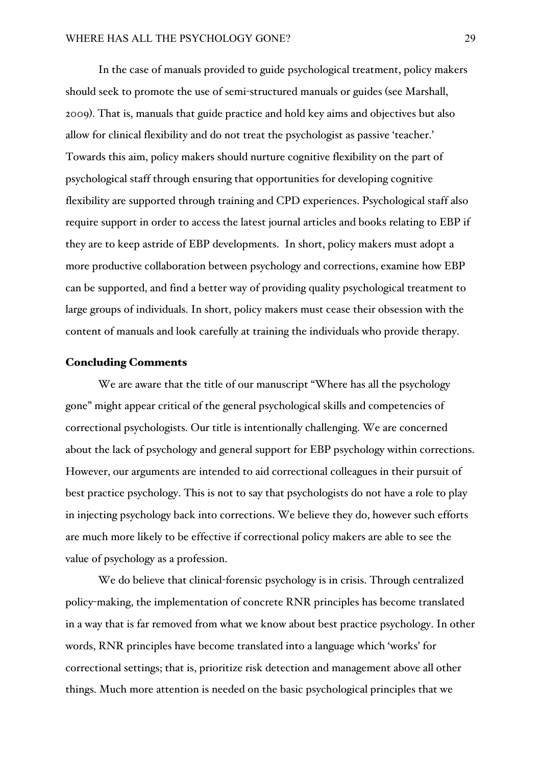In the case of manuals provided to guide psychological treatment, policy makers should seek to promote the use of semi-structured manuals or guides (see Marshall, 2009). That is, manuals that guide practice and hold key aims and objectives but also allow for clinical flexibility and do not treat the psychologist as passive 'teacher.' Towards this aim, policy makers should nurture cognitive flexibility on the part of psychological staff through ensuring that opportunities for developing cognitive flexibility are supported through training and CPD experiences. Psychological staff also require support in order to access the latest journal articles and books relating to EBP if they are to keep astride of EBP developments. In short, policy makers must adopt a more productive collaboration between psychology and corrections, examine how EBP can be supported, and find a better way of providing quality psychological treatment to large groups of individuals. In short, policy makers must cease their obsession with the content of manuals and look carefully at training the individuals who provide therapy.

## Concluding Comments

We are aware that the title of our manuscript "Where has all the psychology gone" might appear critical of the general psychological skills and competencies of correctional psychologists. Our title is intentionally challenging. We are concerned about the lack of psychology and general support for EBP psychology within corrections. However, our arguments are intended to aid correctional colleagues in their pursuit of best practice psychology. This is not to say that psychologists do not have a role to play in injecting psychology back into corrections. We believe they do, however such efforts are much more likely to be effective if correctional policy makers are able to see the value of psychology as a profession.

We do believe that clinical-forensic psychology is in crisis. Through centralized policy-making, the implementation of concrete RNR principles has become translated in a way that is far removed from what we know about best practice psychology. In other words, RNR principles have become translated into a language which 'works' for correctional settings; that is, prioritize risk detection and management above all other things. Much more attention is needed on the basic psychological principles that we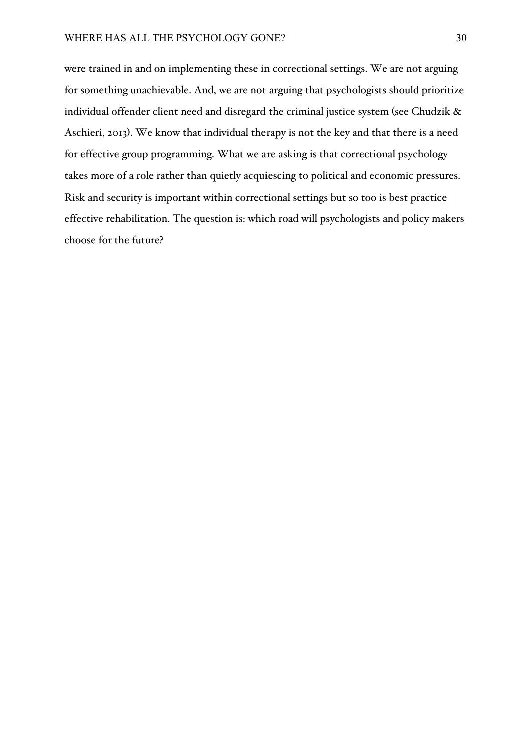were trained in and on implementing these in correctional settings. We are not arguing for something unachievable. And, we are not arguing that psychologists should prioritize individual offender client need and disregard the criminal justice system (see Chudzik & Aschieri, 2013). We know that individual therapy is not the key and that there is a need for effective group programming. What we are asking is that correctional psychology takes more of a role rather than quietly acquiescing to political and economic pressures. Risk and security is important within correctional settings but so too is best practice effective rehabilitation. The question is: which road will psychologists and policy makers choose for the future?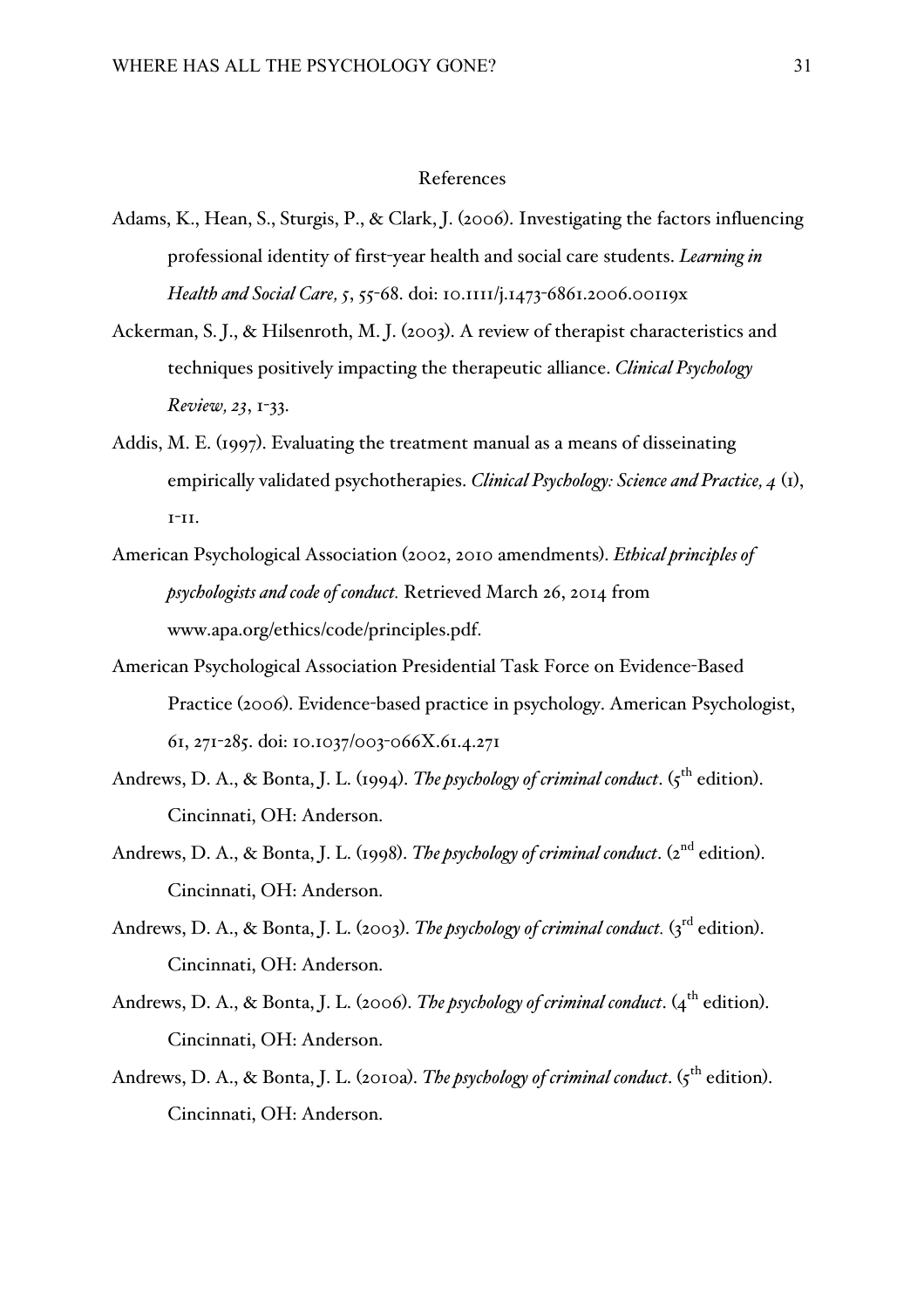## References

Adams, K., Hean, S., Sturgis, P., & Clark, J. (2006). Investigating the factors influencing professional identity of first-year health and social care students. *Learning in Health and Social Care, 5*, 55-68. doi: 10.1111/j.1473-6861.2006.00119x

Ackerman, S. J., & Hilsenroth, M. J. (2003). A review of therapist characteristics and techniques positively impacting the therapeutic alliance. *Clinical Psychology Review, 23*, 1-33.

Addis, M. E. (1997). Evaluating the treatment manual as a means of disseinating empirically validated psychotherapies. *Clinical Psychology: Science and Practice, 4* (1), 1-11.

American Psychological Association (2002, 2010 amendments). *Ethical principles of psychologists and code of conduct.* Retrieved March 26, 2014 from www.apa.org/ethics/code/principles.pdf.

American Psychological Association Presidential Task Force on Evidence-Based Practice (2006). Evidence-based practice in psychology. American Psychologist, 61, 271-285. doi: 10.1037/003-066X.61.4.271

Andrews, D. A., & Bonta, J. L. (1994). *The psychology of criminal conduct*. (5th edition). Cincinnati, OH: Anderson.

Andrews, D. A., & Bonta, J. L. (1998). *The psychology of criminal conduct*. (2nd edition). Cincinnati, OH: Anderson.

Andrews, D. A., & Bonta, J. L. (2003). *The psychology of criminal conduct.* (3rd edition). Cincinnati, OH: Anderson.

Andrews, D. A., & Bonta, J. L. (2006). *The psychology of criminal conduct*. (4th edition). Cincinnati, OH: Anderson.

Andrews, D. A., & Bonta, J. L. (2010a). *The psychology of criminal conduct*. (5th edition). Cincinnati, OH: Anderson.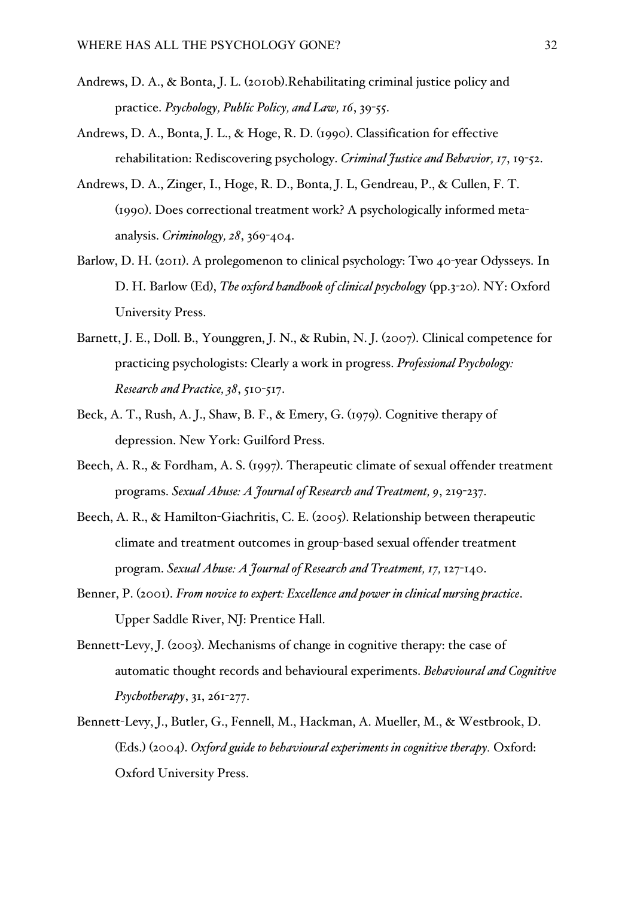Andrews, D. A., & Bonta, J. L. (2010b).Rehabilitating criminal justice policy and practice. *Psychology, Public Policy, and Law, 16*, 39-55.

Andrews, D. A., Bonta, J. L., & Hoge, R. D. (1990). Classification for effective rehabilitation: Rediscovering psychology. *Criminal Justice and Behavior, 17*, 19-52.

Andrews, D. A., Zinger, I., Hoge, R. D., Bonta, J. L, Gendreau, P., & Cullen, F. T. (1990). Does correctional treatment work? A psychologically informed meta-analysis. *Criminology, 28*, 369-404.

Barlow, D. H. (2011). A prolegomenon to clinical psychology: Two 40-year Odysseys. In D. H. Barlow (Ed), *The oxford handbook of clinical psychology* (pp.3-20). NY: Oxford University Press.

Barnett, J. E., Doll. B., Younggren, J. N., & Rubin, N. J. (2007). Clinical competence for practicing psychologists: Clearly a work in progress. *Professional Psychology: Research and Practice, 38*, 510-517.

Beck, A. T., Rush, A. J., Shaw, B. F., & Emery, G. (1979). Cognitive therapy of depression. New York: Guilford Press.

Beech, A. R., & Fordham, A. S. (1997). Therapeutic climate of sexual offender treatment programs. *Sexual Abuse: A Journal of Research and Treatment, 9*, 219-237.

Beech, A. R., & Hamilton-Giachritis, C. E. (2005). Relationship between therapeutic climate and treatment outcomes in group-based sexual offender treatment program. *Sexual Abuse: A Journal of Research and Treatment, 17,* 127-140.

Benner, P. (2001). *From novice to expert: Excellence and power in clinical nursing practice*. Upper Saddle River, NJ: Prentice Hall.

Bennett-Levy, J. (2003). Mechanisms of change in cognitive therapy: the case of automatic thought records and behavioural experiments. *Behavioural and Cognitive Psychotherapy*, 31, 261-277.

Bennett-Levy, J., Butler, G., Fennell, M., Hackman, A. Mueller, M., & Westbrook, D. (Eds.) (2004). *Oxford guide to behavioural experiments in cognitive therapy.* Oxford: Oxford University Press.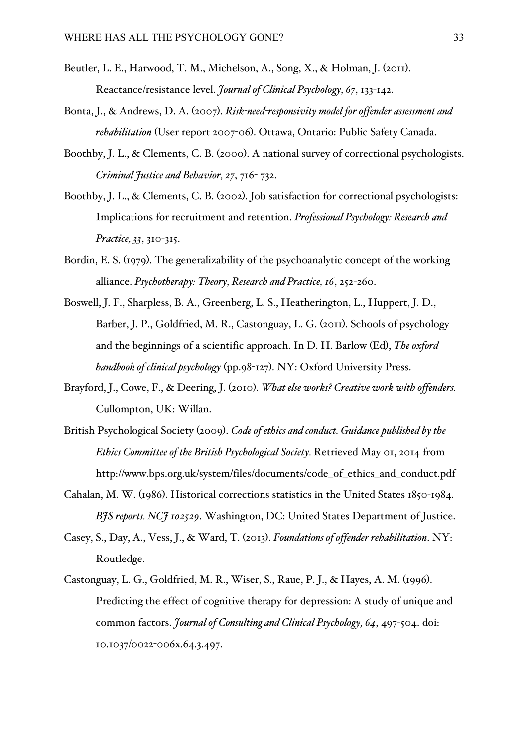Beutler, L. E., Harwood, T. M., Michelson, A., Song, X., & Holman, J. (2011). Reactance/resistance level. *Journal of Clinical Psychology, 67*, 133-142.

Bonta, J., & Andrews, D. A. (2007). *Risk-need-responsivity model for offender assessment and rehabilitation* (User report 2007-06). Ottawa, Ontario: Public Safety Canada.

Boothby, J. L., & Clements, C. B. (2000). A national survey of correctional psychologists. *Criminal Justice and Behavior, 27*, 716- 732.

Boothby, J. L., & Clements, C. B. (2002). Job satisfaction for correctional psychologists: Implications for recruitment and retention. *Professional Psychology: Research and Practice, 33*, 310-315.

Bordin, E. S. (1979). The generalizability of the psychoanalytic concept of the working alliance. *Psychotherapy: Theory, Research and Practice, 16*, 252-260.

Boswell, J. F., Sharpless, B. A., Greenberg, L. S., Heatherington, L., Huppert, J. D., Barber, J. P., Goldfried, M. R., Castonguay, L. G. (2011). Schools of psychology and the beginnings of a scientific approach. In D. H. Barlow (Ed), *The oxford handbook of clinical psychology* (pp.98-127). NY: Oxford University Press.

Brayford, J., Cowe, F., & Deering, J. (2010). *What else works? Creative work with offenders.* Cullompton, UK: Willan.

British Psychological Society (2009). *Code of ethics and conduct. Guidance published by the Ethics Committee of the British Psychological Society.* Retrieved May 01, 2014 from http://www.bps.org.uk/system/files/documents/code_of_ethics_and_conduct.pdf

Cahalan, M. W. (1986). Historical corrections statistics in the United States 1850-1984. *BJS reports. NCJ 102529*. Washington, DC: United States Department of Justice.

Casey, S., Day, A., Vess, J., & Ward, T. (2013). *Foundations of offender rehabilitation*. NY: Routledge.

Castonguay, L. G., Goldfried, M. R., Wiser, S., Raue, P. J., & Hayes, A. M. (1996). Predicting the effect of cognitive therapy for depression: A study of unique and common factors. *Journal of Consulting and Clinical Psychology, 64*, 497-504. doi: 10.1037/0022-006x.64.3.497.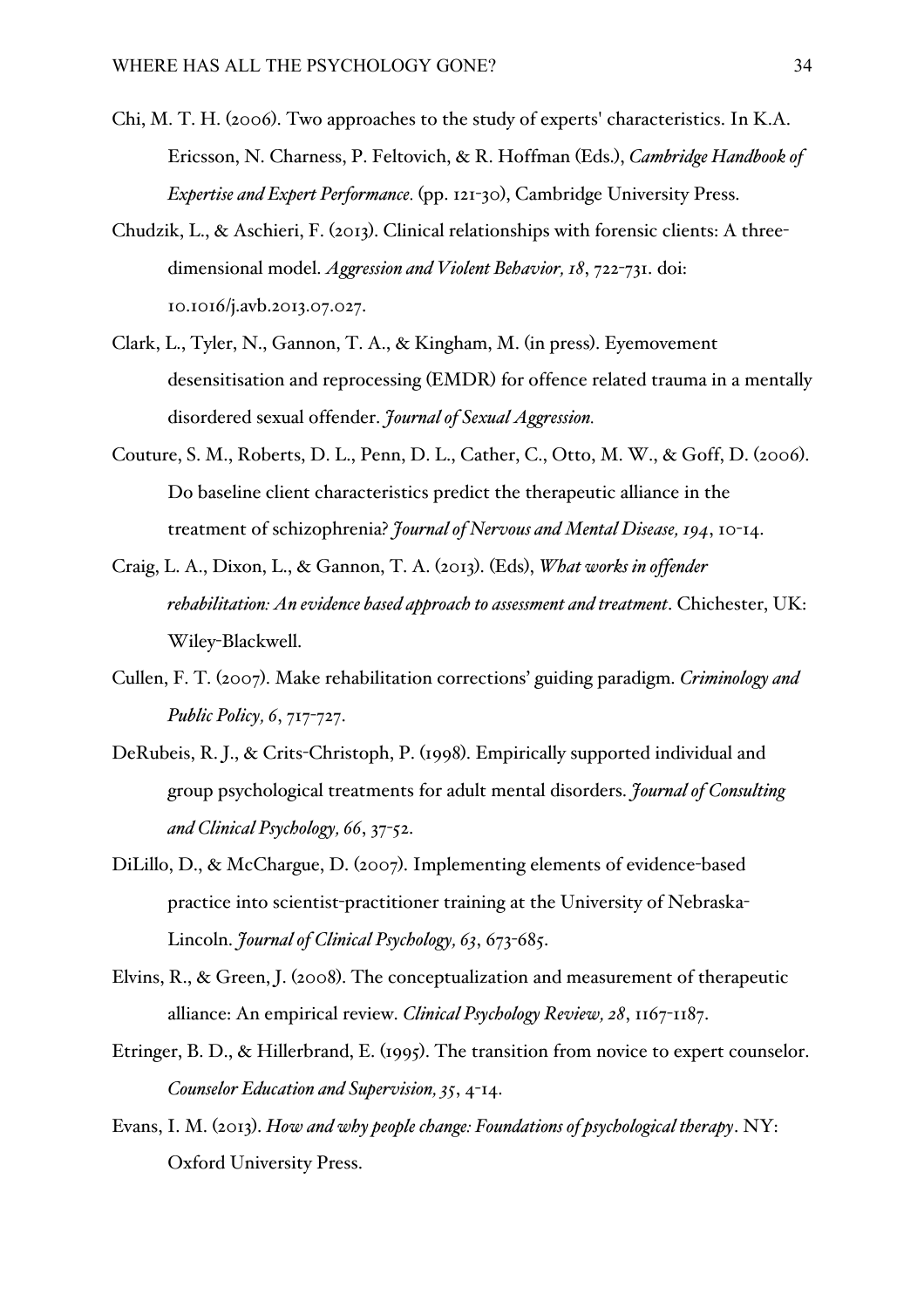Chi, M. T. H. (2006). Two approaches to the study of experts' characteristics. In K.A. Ericsson, N. Charness, P. Feltovich, & R. Hoffman (Eds.), *Cambridge Handbook of Expertise and Expert Performance.* (pp. 121-30), Cambridge University Press.

Chudzik, L., & Aschieri, F. (2013). Clinical relationships with forensic clients: A three-dimensional model. *Aggression and Violent Behavior, 18*, 722-731. doi: 10.1016/j.avb.2013.07.027.

Clark, L., Tyler, N., Gannon, T. A., & Kingham, M. (in press). Eyemovement desensitisation and reprocessing (EMDR) for offence related trauma in a mentally disordered sexual offender. *Journal of Sexual Aggression.*

Couture, S. M., Roberts, D. L., Penn, D. L., Cather, C., Otto, M. W., & Goff, D. (2006). Do baseline client characteristics predict the therapeutic alliance in the treatment of schizophrenia? *Journal of Nervous and Mental Disease, 194*, 10-14.

Craig, L. A., Dixon, L., & Gannon, T. A. (2013). (Eds), *What works in offender rehabilitation: An evidence based approach to assessment and treatment*. Chichester, UK: Wiley-Blackwell.

Cullen, F. T. (2007). Make rehabilitation corrections' guiding paradigm. *Criminology and Public Policy, 6*, 717-727.

DeRubeis, R. J., & Crits-Christoph, P. (1998). Empirically supported individual and group psychological treatments for adult mental disorders. *Journal of Consulting and Clinical Psychology, 66*, 37-52.

DiLillo, D., & McChargue, D. (2007). Implementing elements of evidence-based practice into scientist-practitioner training at the University of Nebraska-Lincoln. *Journal of Clinical Psychology, 63*, 673-685.

Elvins, R., & Green, J. (2008). The conceptualization and measurement of therapeutic alliance: An empirical review. *Clinical Psychology Review, 28*, 1167-1187.

Etringer, B. D., & Hillerbrand, E. (1995). The transition from novice to expert counselor. *Counselor Education and Supervision, 35*, 4-14.

Evans, I. M. (2013). *How and why people change: Foundations of psychological therapy*. NY: Oxford University Press.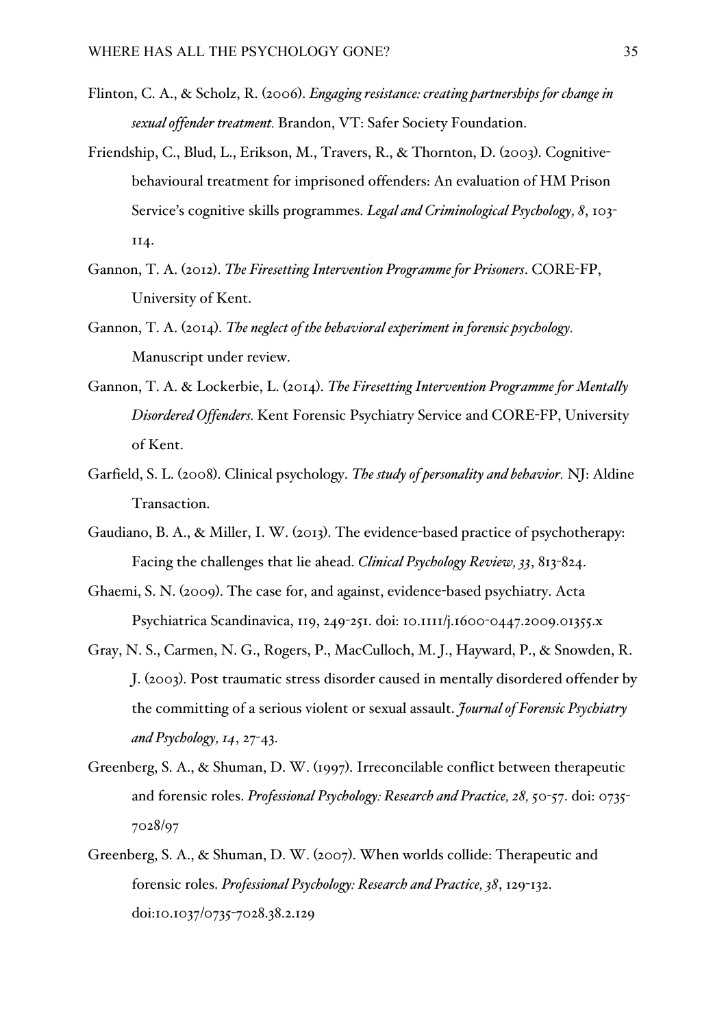Flinton, C. A., & Scholz, R. (2006). *Engaging resistance: creating partnerships for change in sexual offender treatment.* Brandon, VT: Safer Society Foundation.

Friendship, C., Blud, L., Erikson, M., Travers, R., & Thornton, D. (2003). Cognitive-behavioural treatment for imprisoned offenders: An evaluation of HM Prison Service's cognitive skills programmes. *Legal and Criminological Psychology, 8*, 103-114.

Gannon, T. A. (2012). *The Firesetting Intervention Programme for Prisoners*. CORE-FP, University of Kent.

Gannon, T. A. (2014). *The neglect of the behavioral experiment in forensic psychology.* Manuscript under review.

Gannon, T. A. & Lockerbie, L. (2014). *The Firesetting Intervention Programme for Mentally Disordered Offenders.* Kent Forensic Psychiatry Service and CORE-FP, University of Kent.

Garfield, S. L. (2008). Clinical psychology. *The study of personality and behavior.* NJ: Aldine Transaction.

Gaudiano, B. A., & Miller, I. W. (2013). The evidence-based practice of psychotherapy: Facing the challenges that lie ahead. *Clinical Psychology Review, 33*, 813-824.

Ghaemi, S. N. (2009). The case for, and against, evidence-based psychiatry. Acta Psychiatrica Scandinavica, 119, 249-251. doi: 10.1111/j.1600-0447.2009.01355.x

Gray, N. S., Carmen, N. G., Rogers, P., MacCulloch, M. J., Hayward, P., & Snowden, R. J. (2003). Post traumatic stress disorder caused in mentally disordered offender by the committing of a serious violent or sexual assault. *Journal of Forensic Psychiatry and Psychology, 14*, 27-43.

Greenberg, S. A., & Shuman, D. W. (1997). Irreconcilable conflict between therapeutic and forensic roles. *Professional Psychology: Research and Practice, 28,* 50-57. doi: 0735-7028/97

Greenberg, S. A., & Shuman, D. W. (2007). When worlds collide: Therapeutic and forensic roles. *Professional Psychology: Research and Practice, 38*, 129-132. doi:10.1037/0735-7028.38.2.129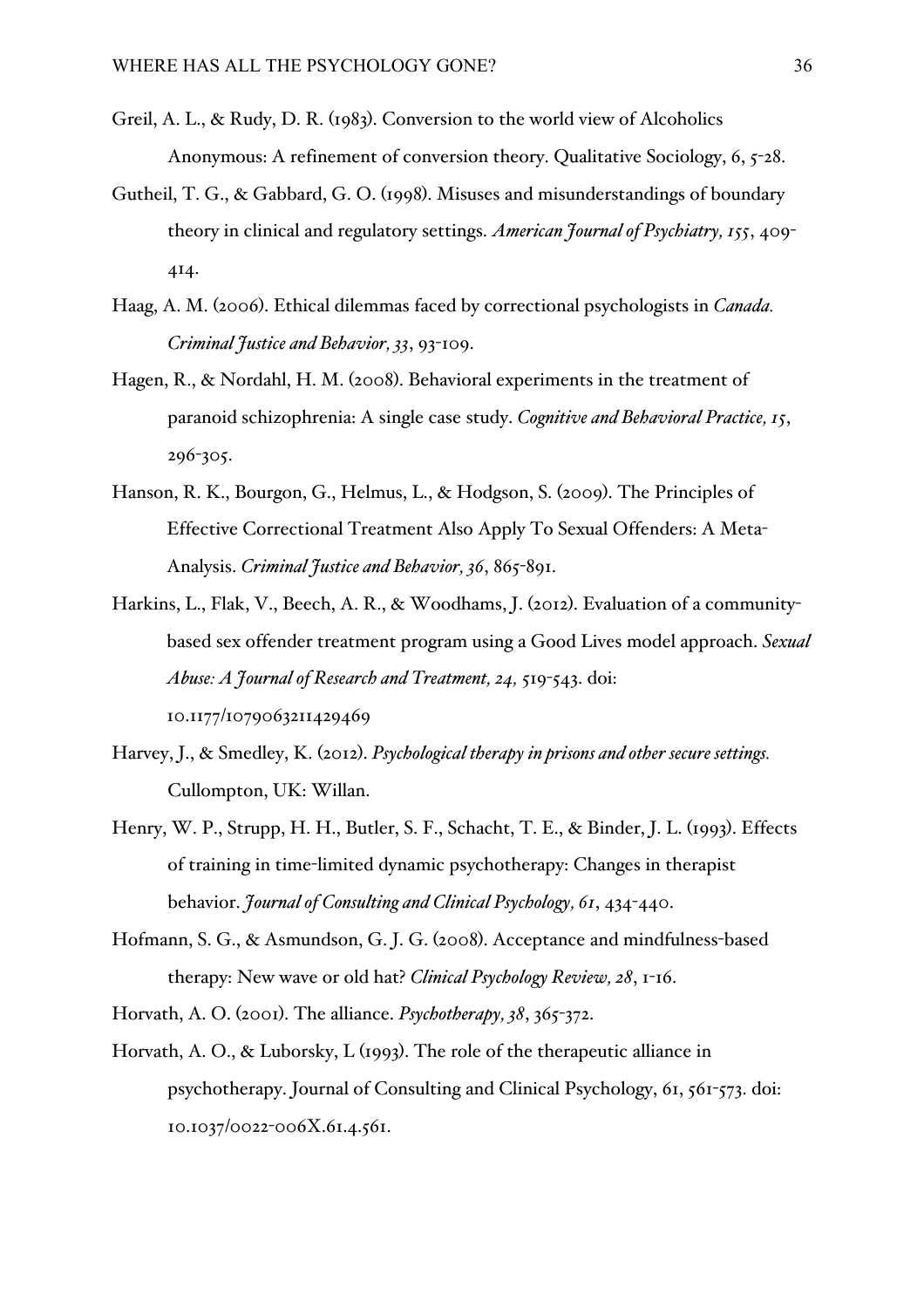Greil, A. L., & Rudy, D. R. (1983). Conversion to the world view of Alcoholics Anonymous: A refinement of conversion theory. Qualitative Sociology, 6, 5-28.

Gutheil, T. G., & Gabbard, G. O. (1998). Misuses and misunderstandings of boundary theory in clinical and regulatory settings. *American Journal of Psychiatry, 155*, 409-414.

Haag, A. M. (2006). Ethical dilemmas faced by correctional psychologists in *Canada. Criminal Justice and Behavior, 33*, 93-109.

Hagen, R., & Nordahl, H. M. (2008). Behavioral experiments in the treatment of paranoid schizophrenia: A single case study. *Cognitive and Behavioral Practice, 15*, 296-305.

Hanson, R. K., Bourgon, G., Helmus, L., & Hodgson, S. (2009). The Principles of Effective Correctional Treatment Also Apply To Sexual Offenders: A Meta-Analysis. *Criminal Justice and Behavior, 36*, 865-891.

Harkins, L., Flak, V., Beech, A. R., & Woodhams, J. (2012). Evaluation of a community-based sex offender treatment program using a Good Lives model approach. *Sexual Abuse: A Journal of Research and Treatment, 24,* 519-543. doi: 10.1177/1079063211429469

Harvey, J., & Smedley, K. (2012). *Psychological therapy in prisons and other secure settings.* Cullompton, UK: Willan.

Henry, W. P., Strupp, H. H., Butler, S. F., Schacht, T. E., & Binder, J. L. (1993). Effects of training in time-limited dynamic psychotherapy: Changes in therapist behavior. *Journal of Consulting and Clinical Psychology, 61*, 434-440.

Hofmann, S. G., & Asmundson, G. J. G. (2008). Acceptance and mindfulness-based therapy: New wave or old hat? *Clinical Psychology Review, 28*, 1-16.

Horvath, A. O. (2001). The alliance. *Psychotherapy, 38*, 365-372.

Horvath, A. O., & Luborsky, L (1993). The role of the therapeutic alliance in psychotherapy. Journal of Consulting and Clinical Psychology, 61, 561-573. doi: 10.1037/0022-006X.61.4.561.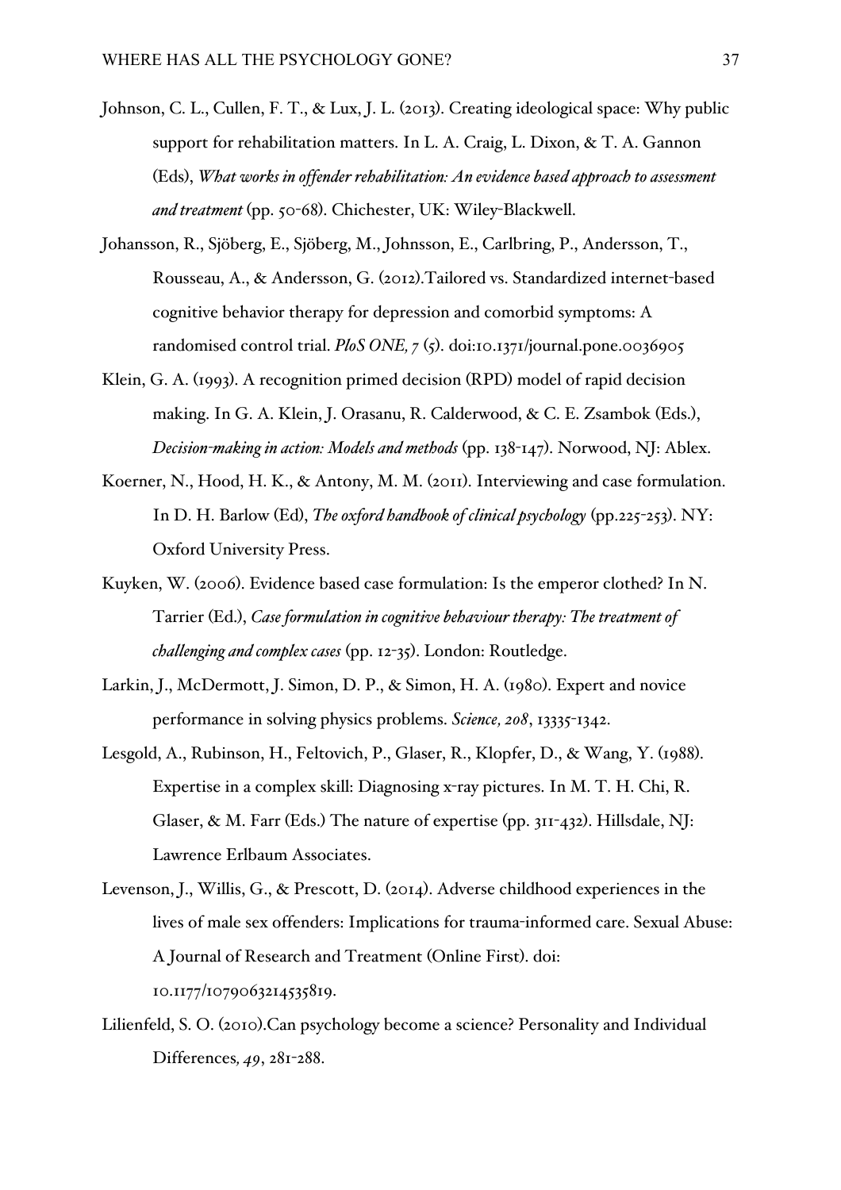Johnson, C. L., Cullen, F. T., & Lux, J. L. (2013). Creating ideological space: Why public support for rehabilitation matters. In L. A. Craig, L. Dixon, & T. A. Gannon (Eds), *What works in offender rehabilitation: An evidence based approach to assessment and treatment* (pp. 50-68). Chichester, UK: Wiley-Blackwell.

Johansson, R., Sjöberg, E., Sjöberg, M., Johnsson, E., Carlbring, P., Andersson, T., Rousseau, A., & Andersson, G. (2012).Tailored vs. Standardized internet-based cognitive behavior therapy for depression and comorbid symptoms: A randomised control trial. *PloS ONE, 7* (5). doi:10.1371/journal.pone.0036905

Klein, G. A. (1993). A recognition primed decision (RPD) model of rapid decision making. In G. A. Klein, J. Orasanu, R. Calderwood, & C. E. Zsambok (Eds.), *Decision-making in action: Models and methods* (pp. 138-147). Norwood, NJ: Ablex.

Koerner, N., Hood, H. K., & Antony, M. M. (2011). Interviewing and case formulation. In D. H. Barlow (Ed), *The oxford handbook of clinical psychology* (pp.225-253). NY: Oxford University Press.

Kuyken, W. (2006). Evidence based case formulation: Is the emperor clothed? In N. Tarrier (Ed.), *Case formulation in cognitive behaviour therapy: The treatment of challenging and complex cases* (pp. 12-35). London: Routledge.

Larkin, J., McDermott, J. Simon, D. P., & Simon, H. A. (1980). Expert and novice performance in solving physics problems. *Science, 208*, 13335-1342.

Lesgold, A., Rubinson, H., Feltovich, P., Glaser, R., Klopfer, D., & Wang, Y. (1988). Expertise in a complex skill: Diagnosing x-ray pictures. In M. T. H. Chi, R. Glaser, & M. Farr (Eds.) The nature of expertise (pp. 311-432). Hillsdale, NJ: Lawrence Erlbaum Associates.

Levenson, J., Willis, G., & Prescott, D. (2014). Adverse childhood experiences in the lives of male sex offenders: Implications for trauma-informed care. Sexual Abuse: A Journal of Research and Treatment (Online First). doi: 10.1177/1079063214535819.

Lilienfeld, S. O. (2010).Can psychology become a science? Personality and Individual Differences*, 49*, 281-288.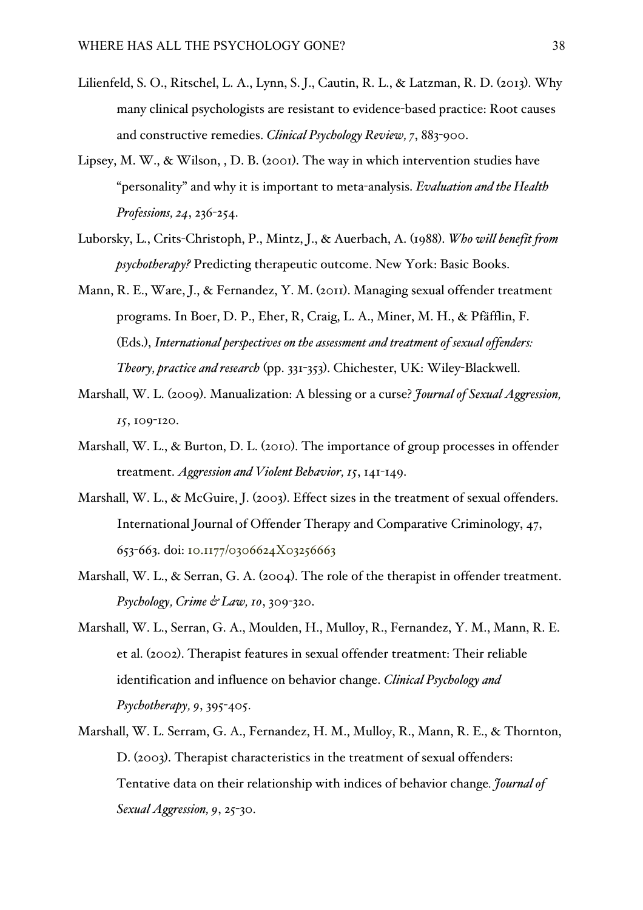Lilienfeld, S. O., Ritschel, L. A., Lynn, S. J., Cautin, R. L., & Latzman, R. D. (2013). Why many clinical psychologists are resistant to evidence-based practice: Root causes and constructive remedies. *Clinical Psychology Review, 7*, 883-900.

Lipsey, M. W., & Wilson, , D. B. (2001). The way in which intervention studies have "personality" and why it is important to meta-analysis. *Evaluation and the Health Professions, 24*, 236-254.

Luborsky, L., Crits-Christoph, P., Mintz, J., & Auerbach, A. (1988). *Who will benefit from psychotherapy?* Predicting therapeutic outcome. New York: Basic Books.

Mann, R. E., Ware, J., & Fernandez, Y. M. (2011). Managing sexual offender treatment programs. In Boer, D. P., Eher, R, Craig, L. A., Miner, M. H., & Pfäfflin, F. (Eds.), *International perspectives on the assessment and treatment of sexual offenders: Theory, practice and research* (pp. 331-353). Chichester, UK: Wiley-Blackwell.

Marshall, W. L. (2009). Manualization: A blessing or a curse? *Journal of Sexual Aggression, 15*, 109-120.

Marshall, W. L., & Burton, D. L. (2010). The importance of group processes in offender treatment. *Aggression and Violent Behavior, 15*, 141-149.

Marshall, W. L., & McGuire, J. (2003). Effect sizes in the treatment of sexual offenders. International Journal of Offender Therapy and Comparative Criminology, 47, 653-663. doi: 10.1177/0306624X03256663

Marshall, W. L., & Serran, G. A. (2004). The role of the therapist in offender treatment. *Psychology, Crime & Law, 10*, 309-320.

Marshall, W. L., Serran, G. A., Moulden, H., Mulloy, R., Fernandez, Y. M., Mann, R. E. et al. (2002). Therapist features in sexual offender treatment: Their reliable identification and influence on behavior change. *Clinical Psychology and Psychotherapy, 9*, 395-405.

Marshall, W. L. Serram, G. A., Fernandez, H. M., Mulloy, R., Mann, R. E., & Thornton, D. (2003). Therapist characteristics in the treatment of sexual offenders: Tentative data on their relationship with indices of behavior change. *Journal of Sexual Aggression, 9*, 25-30.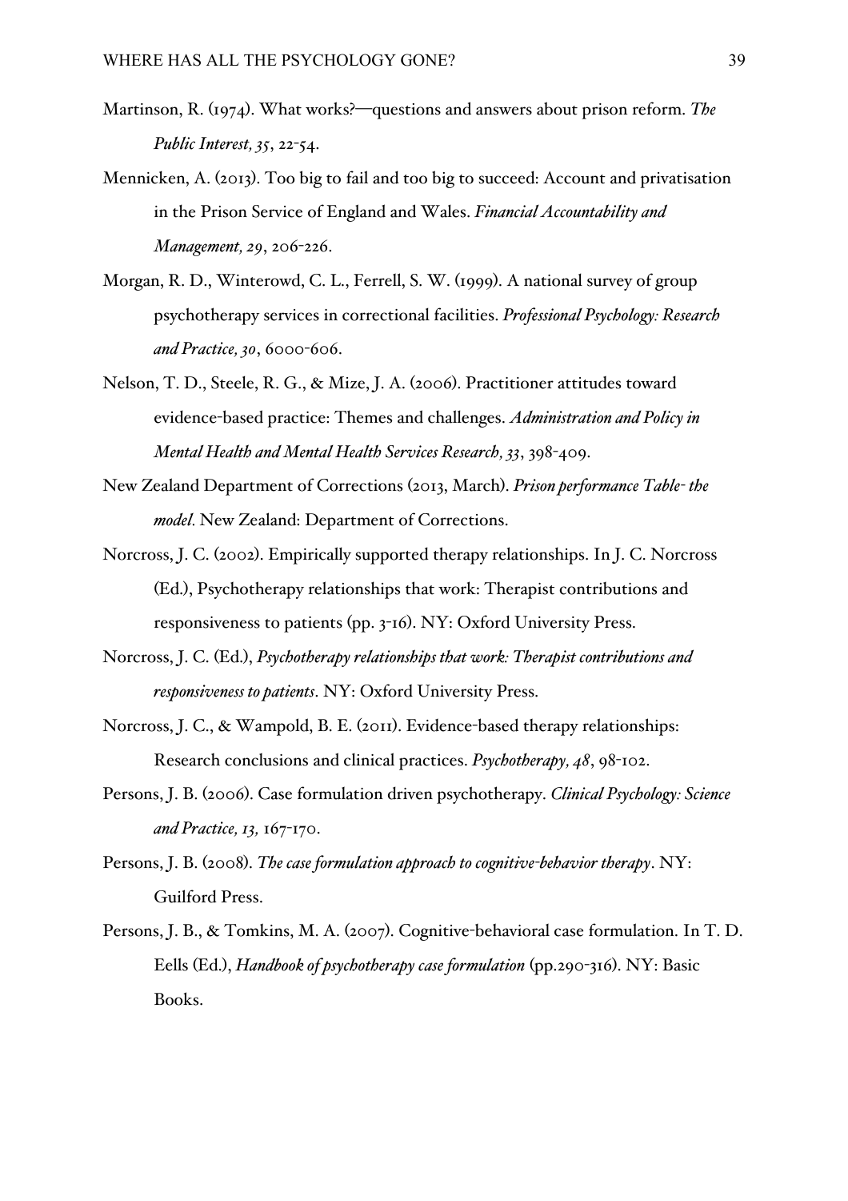Martinson, R. (1974). What works?—questions and answers about prison reform. *The Public Interest, 35*, 22-54.

Mennicken, A. (2013). Too big to fail and too big to succeed: Account and privatisation in the Prison Service of England and Wales. *Financial Accountability and Management, 29*, 206-226.

Morgan, R. D., Winterowd, C. L., Ferrell, S. W. (1999). A national survey of group psychotherapy services in correctional facilities. *Professional Psychology: Research and Practice, 30*, 6000-606.

Nelson, T. D., Steele, R. G., & Mize, J. A. (2006). Practitioner attitudes toward evidence-based practice: Themes and challenges. *Administration and Policy in Mental Health and Mental Health Services Research, 33*, 398-409.

New Zealand Department of Corrections (2013, March). *Prison performance Table- the model.* New Zealand: Department of Corrections.

Norcross, J. C. (2002). Empirically supported therapy relationships. In J. C. Norcross (Ed.), Psychotherapy relationships that work: Therapist contributions and responsiveness to patients (pp. 3-16). NY: Oxford University Press.

Norcross, J. C. (Ed.), *Psychotherapy relationships that work: Therapist contributions and responsiveness to patients*. NY: Oxford University Press.

Norcross, J. C., & Wampold, B. E. (2011). Evidence-based therapy relationships: Research conclusions and clinical practices. *Psychotherapy, 48*, 98-102.

Persons, J. B. (2006). Case formulation driven psychotherapy. *Clinical Psychology: Science and Practice, 13,* 167-170.

Persons, J. B. (2008). *The case formulation approach to cognitive-behavior therapy*. NY: Guilford Press.

Persons, J. B., & Tomkins, M. A. (2007). Cognitive-behavioral case formulation. In T. D. Eells (Ed.), *Handbook of psychotherapy case formulation* (pp.290-316). NY: Basic Books.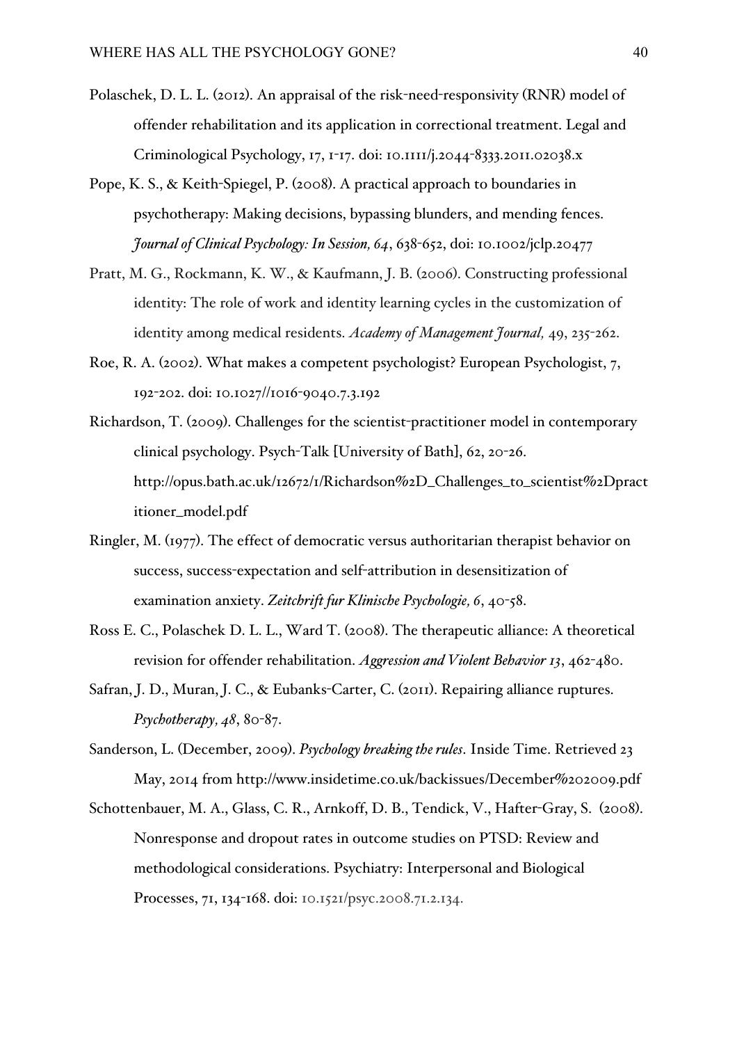Polaschek, D. L. L. (2012). An appraisal of the risk-need-responsivity (RNR) model of offender rehabilitation and its application in correctional treatment. Legal and Criminological Psychology, 17, 1-17. doi: 10.1111/j.2044-8333.2011.02038.x

Pope, K. S., & Keith-Spiegel, P. (2008). A practical approach to boundaries in psychotherapy: Making decisions, bypassing blunders, and mending fences. *Journal of Clinical Psychology: In Session, 64*, 638-652, doi: 10.1002/jclp.20477

Pratt, M. G., Rockmann, K. W., & Kaufmann, J. B. (2006). Constructing professional identity: The role of work and identity learning cycles in the customization of identity among medical residents. *Academy of Management Journal,* 49, 235-262.

Roe, R. A. (2002). What makes a competent psychologist? European Psychologist, 7, 192-202. doi: 10.1027//1016-9040.7.3.192

Richardson, T. (2009). Challenges for the scientist-practitioner model in contemporary clinical psychology. Psych-Talk [University of Bath], 62, 20-26. http://opus.bath.ac.uk/12672/1/Richardson%2D_Challenges_to_scientist%2Dpractitioner_model.pdf

Ringler, M. (1977). The effect of democratic versus authoritarian therapist behavior on success, success-expectation and self-attribution in desensitization of examination anxiety. *Zeitchrift fur Klinische Psychologie, 6*, 40-58.

Ross E. C., Polaschek D. L. L., Ward T. (2008). The therapeutic alliance: A theoretical revision for offender rehabilitation. *Aggression and Violent Behavior 13*, 462-480.

Safran, J. D., Muran, J. C., & Eubanks-Carter, C. (2011). Repairing alliance ruptures. *Psychotherapy, 48*, 80-87.

Sanderson, L. (December, 2009). *Psychology breaking the rules*. Inside Time. Retrieved 23 May, 2014 from http://www.insidetime.co.uk/backissues/December%202009.pdf

Schottenbauer, M. A., Glass, C. R., Arnkoff, D. B., Tendick, V., Hafter-Gray, S. (2008). Nonresponse and dropout rates in outcome studies on PTSD: Review and methodological considerations. Psychiatry: Interpersonal and Biological Processes, 71, 134-168. doi: 10.1521/psyc.2008.71.2.134.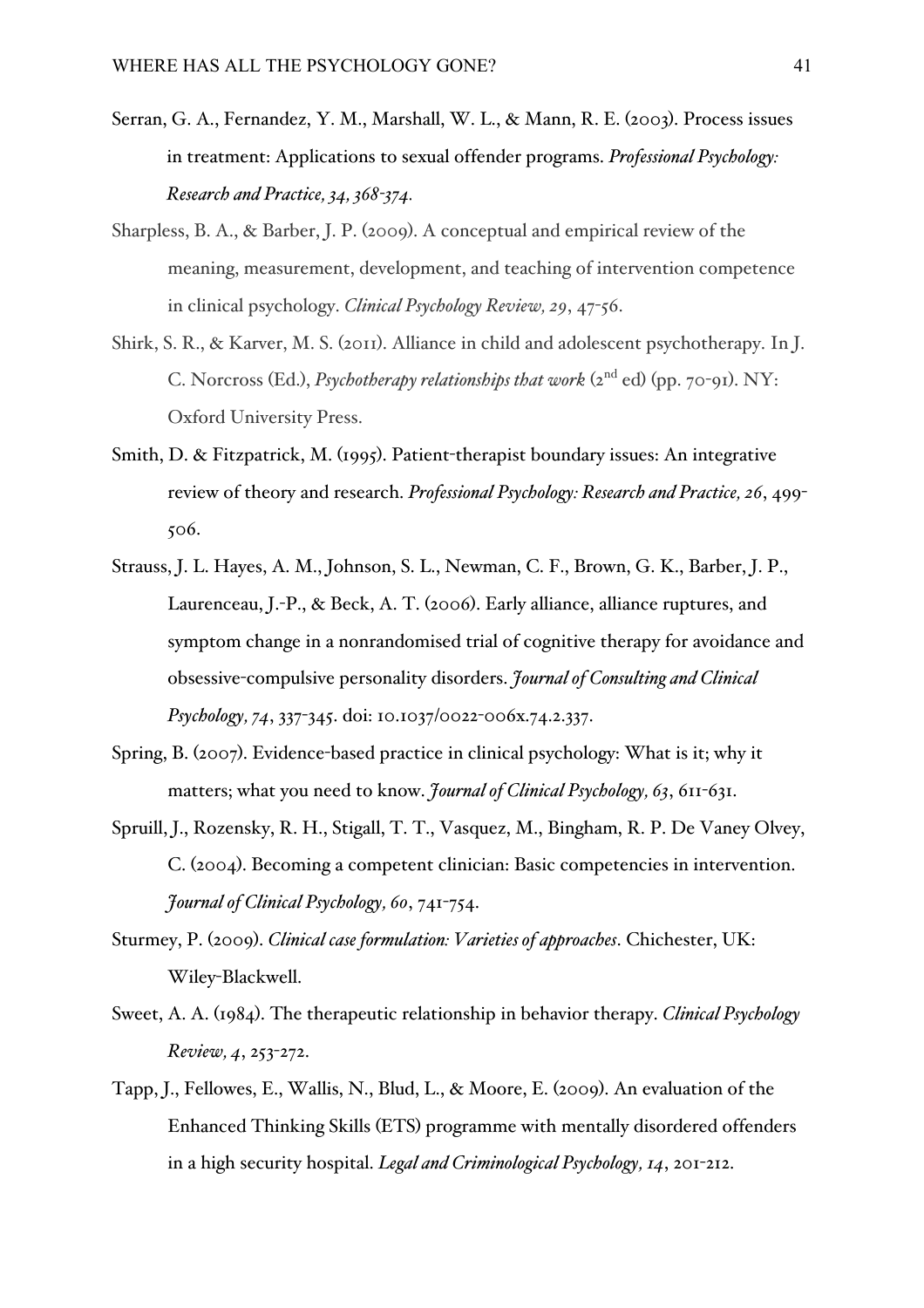Serran, G. A., Fernandez, Y. M., Marshall, W. L., & Mann, R. E. (2003). Process issues in treatment: Applications to sexual offender programs. *Professional Psychology: Research and Practice, 34, 368-374.*

Sharpless, B. A., & Barber, J. P. (2009). A conceptual and empirical review of the meaning, measurement, development, and teaching of intervention competence in clinical psychology. *Clinical Psychology Review, 29*, 47-56.

Shirk, S. R., & Karver, M. S. (2011). Alliance in child and adolescent psychotherapy. In J. C. Norcross (Ed.), *Psychotherapy relationships that work* (2nd ed) (pp. 70-91). NY: Oxford University Press.

Smith, D. & Fitzpatrick, M. (1995). Patient-therapist boundary issues: An integrative review of theory and research. *Professional Psychology: Research and Practice, 26*, 499-506.

Strauss, J. L. Hayes, A. M., Johnson, S. L., Newman, C. F., Brown, G. K., Barber, J. P., Laurenceau, J.-P., & Beck, A. T. (2006). Early alliance, alliance ruptures, and symptom change in a nonrandomised trial of cognitive therapy for avoidance and obsessive-compulsive personality disorders. *Journal of Consulting and Clinical Psychology, 74*, 337-345. doi: 10.1037/0022-006x.74.2.337.

Spring, B. (2007). Evidence-based practice in clinical psychology: What is it; why it matters; what you need to know. *Journal of Clinical Psychology, 63*, 611-631.

Spruill, J., Rozensky, R. H., Stigall, T. T., Vasquez, M., Bingham, R. P. De Vaney Olvey, C. (2004). Becoming a competent clinician: Basic competencies in intervention. *Journal of Clinical Psychology, 60*, 741-754.

Sturmey, P. (2009). *Clinical case formulation: Varieties of approaches*. Chichester, UK: Wiley-Blackwell.

Sweet, A. A. (1984). The therapeutic relationship in behavior therapy. *Clinical Psychology Review, 4*, 253-272.

Tapp, J., Fellowes, E., Wallis, N., Blud, L., & Moore, E. (2009). An evaluation of the Enhanced Thinking Skills (ETS) programme with mentally disordered offenders in a high security hospital. *Legal and Criminological Psychology, 14*, 201-212.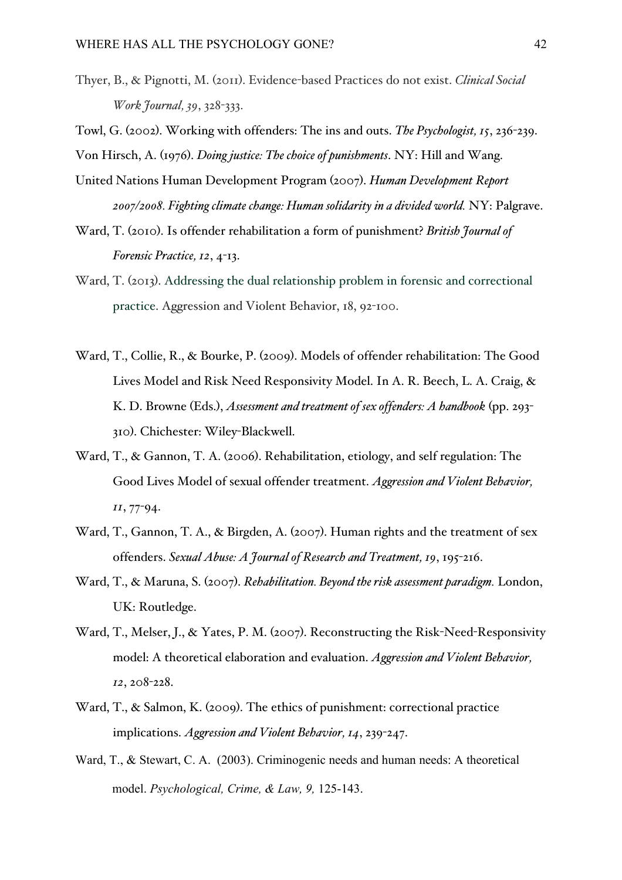Thyer, B., & Pignotti, M. (2011). Evidence-based Practices do not exist. *Clinical Social Work Journal, 39*, 328-333.

Towl, G. (2002). Working with offenders: The ins and outs. *The Psychologist, 15*, 236-239.

Von Hirsch, A. (1976). *Doing justice: The choice of punishments*. NY: Hill and Wang.

United Nations Human Development Program (2007). *Human Development Report 2007/2008. Fighting climate change: Human solidarity in a divided world.* NY: Palgrave.

Ward, T. (2010). Is offender rehabilitation a form of punishment? *British Journal of Forensic Practice, 12*, 4-13.

Ward, T. (2013). Addressing the dual relationship problem in forensic and correctional practice. Aggression and Violent Behavior, 18, 92-100.

Ward, T., Collie, R., & Bourke, P. (2009). Models of offender rehabilitation: The Good Lives Model and Risk Need Responsivity Model. In A. R. Beech, L. A. Craig, & K. D. Browne (Eds.), *Assessment and treatment of sex offenders: A handbook* (pp. 293-310). Chichester: Wiley-Blackwell.

Ward, T., & Gannon, T. A. (2006). Rehabilitation, etiology, and self regulation: The Good Lives Model of sexual offender treatment. *Aggression and Violent Behavior, 11*, 77-94.

Ward, T., Gannon, T. A., & Birgden, A. (2007). Human rights and the treatment of sex offenders. *Sexual Abuse: A Journal of Research and Treatment, 19*, 195-216.

Ward, T., & Maruna, S. (2007). *Rehabilitation. Beyond the risk assessment paradigm.* London, UK: Routledge.

Ward, T., Melser, J., & Yates, P. M. (2007). Reconstructing the Risk-Need-Responsivity model: A theoretical elaboration and evaluation. *Aggression and Violent Behavior, 12*, 208-228.

Ward, T., & Salmon, K. (2009). The ethics of punishment: correctional practice implications. *Aggression and Violent Behavior, 14*, 239-247.

Ward, T., & Stewart, C. A. (2003). Criminogenic needs and human needs: A theoretical model. *Psychological, Crime, & Law, 9,* 125-143.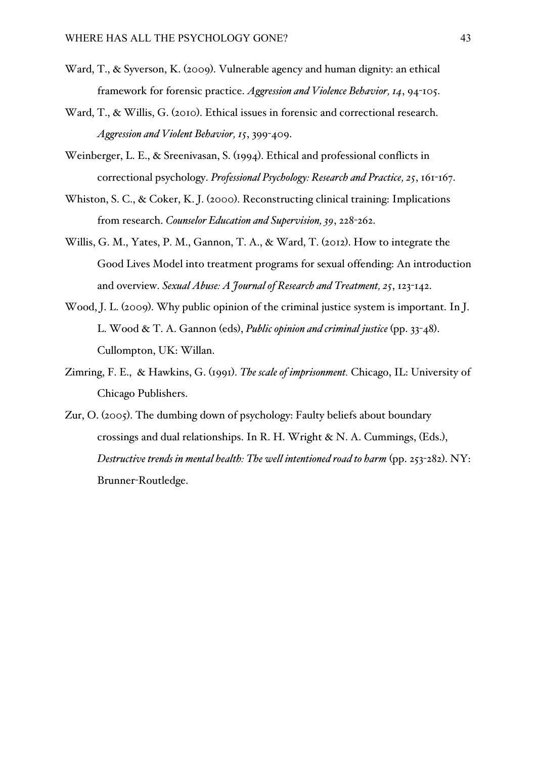Ward, T., & Syverson, K. (2009). Vulnerable agency and human dignity: an ethical framework for forensic practice. *Aggression and Violence Behavior, 14*, 94-105.

Ward, T., & Willis, G. (2010). Ethical issues in forensic and correctional research. *Aggression and Violent Behavior, 15*, 399-409.

Weinberger, L. E., & Sreenivasan, S. (1994). Ethical and professional conflicts in correctional psychology. *Professional Psychology: Research and Practice, 25*, 161-167.

Whiston, S. C., & Coker, K. J. (2000). Reconstructing clinical training: Implications from research. *Counselor Education and Supervision, 39*, 228-262.

Willis, G. M., Yates, P. M., Gannon, T. A., & Ward, T. (2012). How to integrate the Good Lives Model into treatment programs for sexual offending: An introduction and overview. *Sexual Abuse: A Journal of Research and Treatment, 25*, 123-142.

Wood, J. L. (2009). Why public opinion of the criminal justice system is important. In J. L. Wood & T. A. Gannon (eds), *Public opinion and criminal justice* (pp. 33-48). Cullompton, UK: Willan.

Zimring, F. E., & Hawkins, G. (1991). *The scale of imprisonment.* Chicago, IL: University of Chicago Publishers.

Zur, O. (2005). The dumbing down of psychology: Faulty beliefs about boundary crossings and dual relationships. In R. H. Wright & N. A. Cummings, (Eds.), *Destructive trends in mental health: The well intentioned road to harm* (pp. 253-282). NY: Brunner-Routledge.